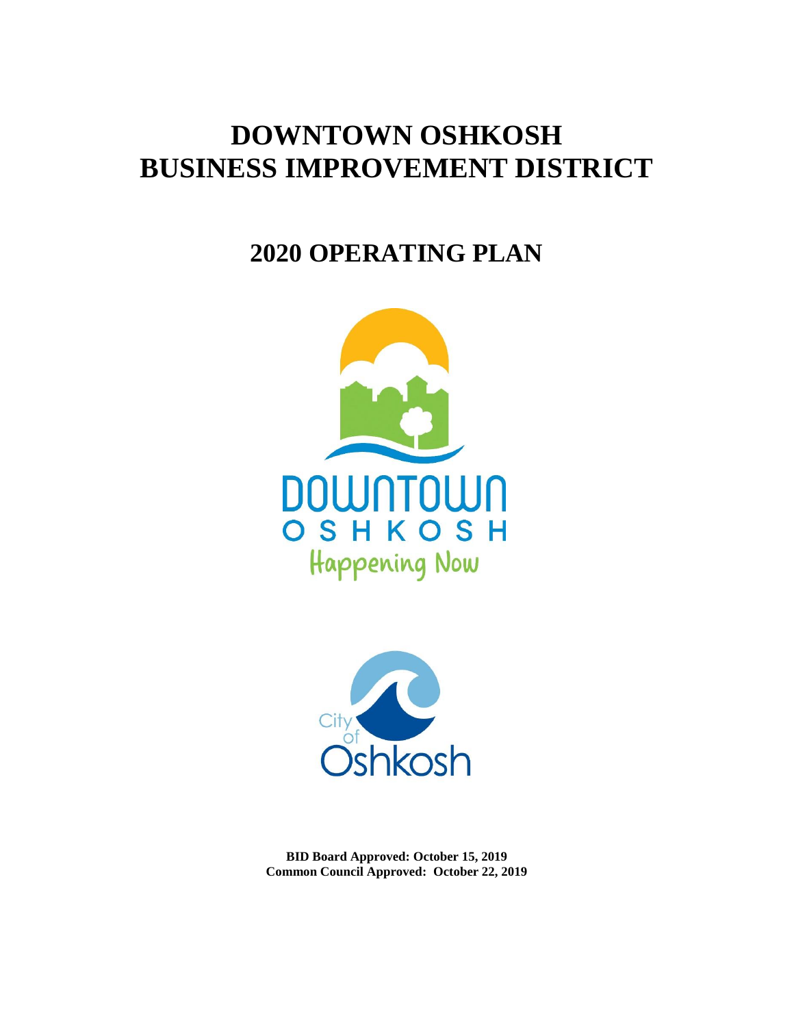# DOWNTOWN OSHKOSH BUSINESS IMPROVEMENT DISTRICT

## 2020 OPERATING PLAN

DOWNTOWN OSHKOSH

Happening Now

City of Oshkosh

**BID Board Approved: October 15, 2019**
**Common Council Approved: October 22, 2019**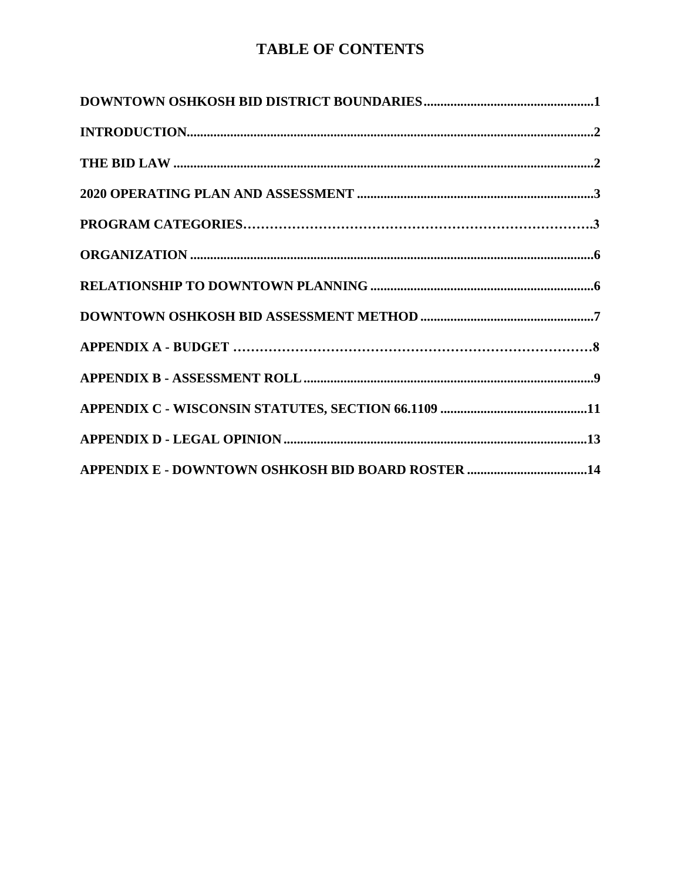# TABLE OF CONTENTS

| | |
|---|---|
| **DOWNTOWN OSHKOSH BID DISTRICT BOUNDARIES** | **1** |
| **INTRODUCTION** | **2** |
| **THE BID LAW** | **2** |
| **2020 OPERATING PLAN AND ASSESSMENT** | **3** |
| **PROGRAM CATEGORIES** | **3** |
| **ORGANIZATION** | **6** |
| **RELATIONSHIP TO DOWNTOWN PLANNING** | **6** |
| **DOWNTOWN OSHKOSH BID ASSESSMENT METHOD** | **7** |
| **APPENDIX A - BUDGET** | **8** |
| **APPENDIX B - ASSESSMENT ROLL** | **9** |
| **APPENDIX C - WISCONSIN STATUTES, SECTION 66.1109** | **11** |
| **APPENDIX D - LEGAL OPINION** | **13** |
| **APPENDIX E - DOWNTOWN OSHKOSH BID BOARD ROSTER** | **14** |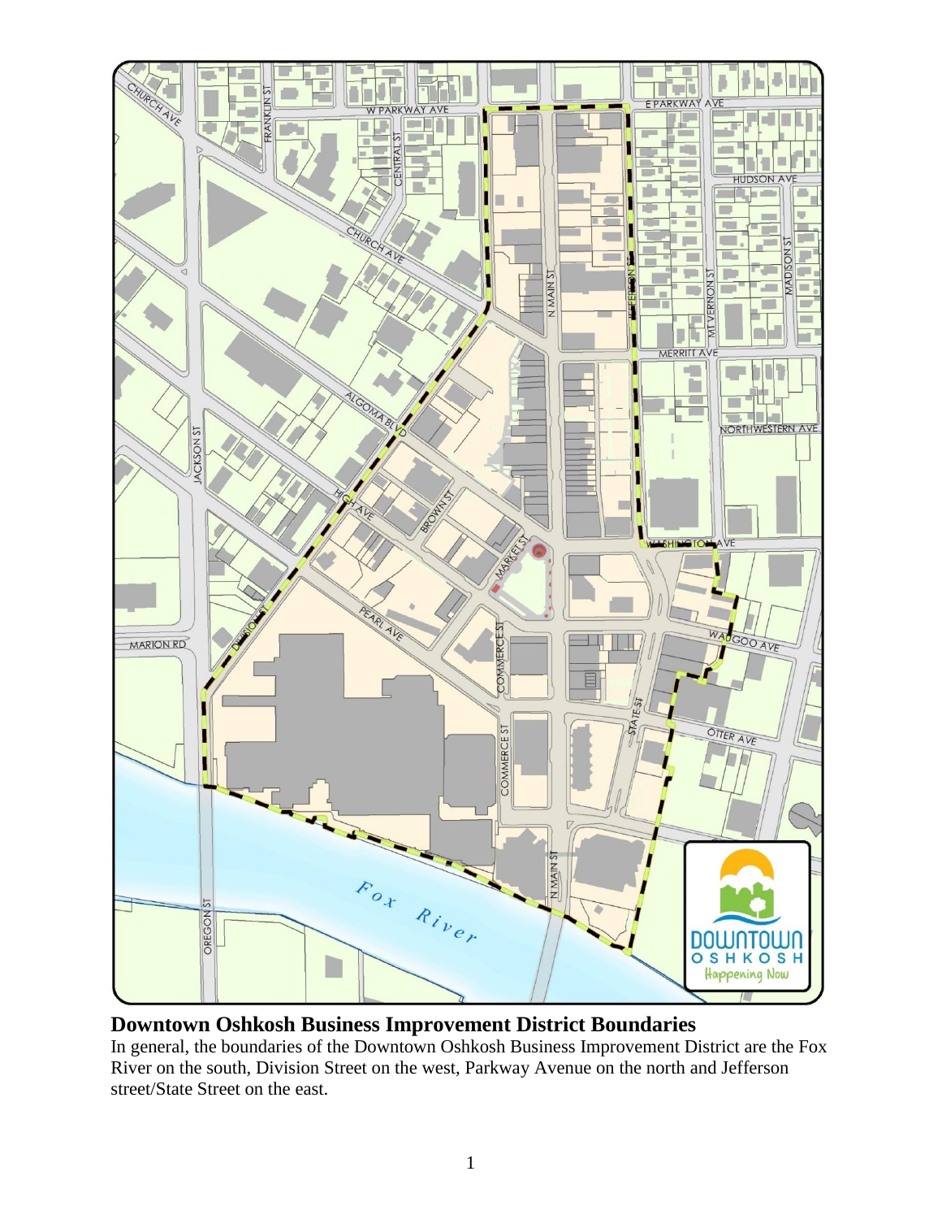## Downtown Oshkosh Business Improvement District Boundaries

In general, the boundaries of the Downtown Oshkosh Business Improvement District are the Fox River on the south, Division Street on the west, Parkway Avenue on the north and Jefferson street/State Street on the east.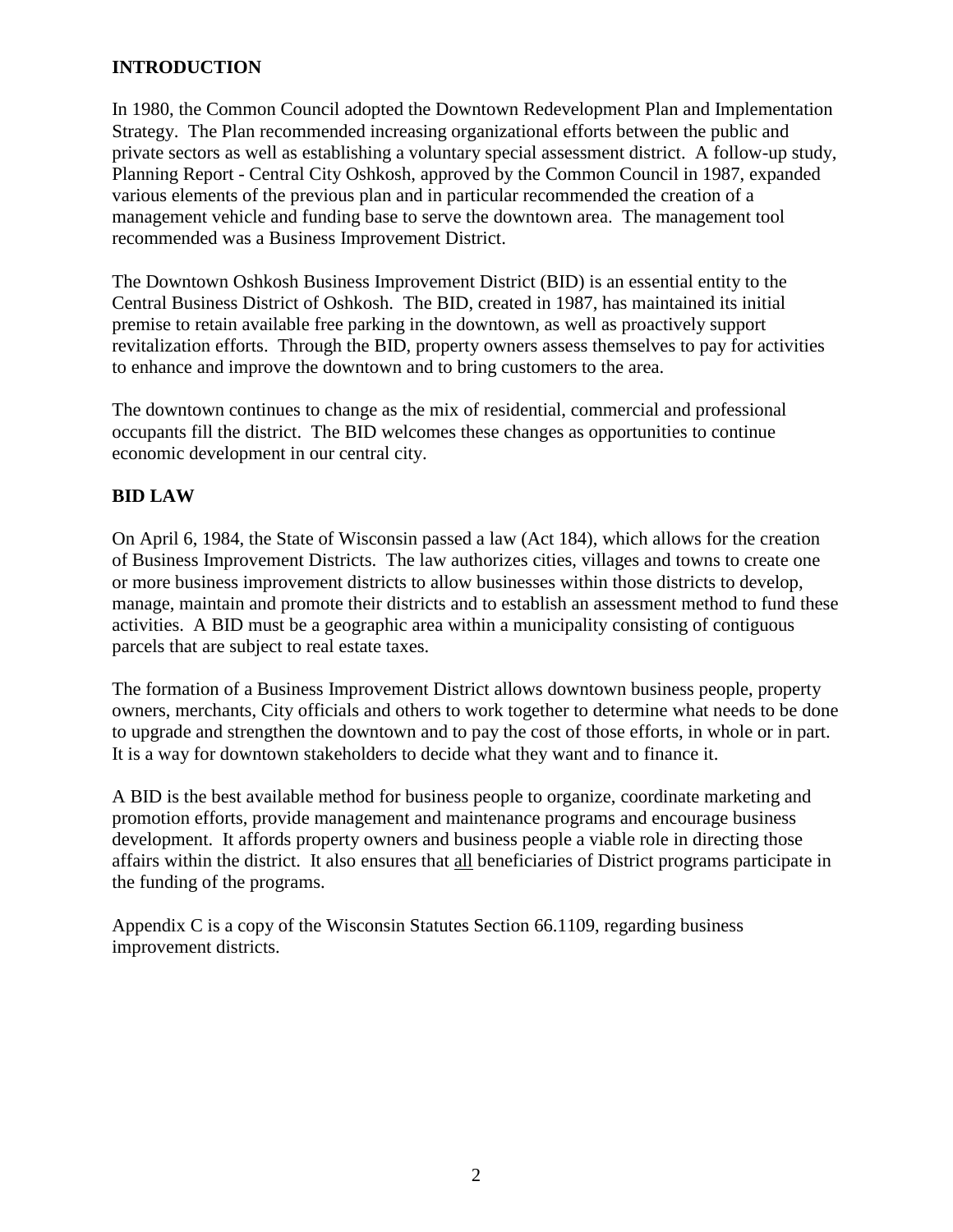## INTRODUCTION

In 1980, the Common Council adopted the Downtown Redevelopment Plan and Implementation Strategy. The Plan recommended increasing organizational efforts between the public and private sectors as well as establishing a voluntary special assessment district. A follow-up study, Planning Report - Central City Oshkosh, approved by the Common Council in 1987, expanded various elements of the previous plan and in particular recommended the creation of a management vehicle and funding base to serve the downtown area. The management tool recommended was a Business Improvement District.

The Downtown Oshkosh Business Improvement District (BID) is an essential entity to the Central Business District of Oshkosh. The BID, created in 1987, has maintained its initial premise to retain available free parking in the downtown, as well as proactively support revitalization efforts. Through the BID, property owners assess themselves to pay for activities to enhance and improve the downtown and to bring customers to the area.

The downtown continues to change as the mix of residential, commercial and professional occupants fill the district. The BID welcomes these changes as opportunities to continue economic development in our central city.

## BID LAW

On April 6, 1984, the State of Wisconsin passed a law (Act 184), which allows for the creation of Business Improvement Districts. The law authorizes cities, villages and towns to create one or more business improvement districts to allow businesses within those districts to develop, manage, maintain and promote their districts and to establish an assessment method to fund these activities. A BID must be a geographic area within a municipality consisting of contiguous parcels that are subject to real estate taxes.

The formation of a Business Improvement District allows downtown business people, property owners, merchants, City officials and others to work together to determine what needs to be done to upgrade and strengthen the downtown and to pay the cost of those efforts, in whole or in part. It is a way for downtown stakeholders to decide what they want and to finance it.

A BID is the best available method for business people to organize, coordinate marketing and promotion efforts, provide management and maintenance programs and encourage business development. It affords property owners and business people a viable role in directing those affairs within the district. It also ensures that <u>all</u> beneficiaries of District programs participate in the funding of the programs.

Appendix C is a copy of the Wisconsin Statutes Section 66.1109, regarding business improvement districts.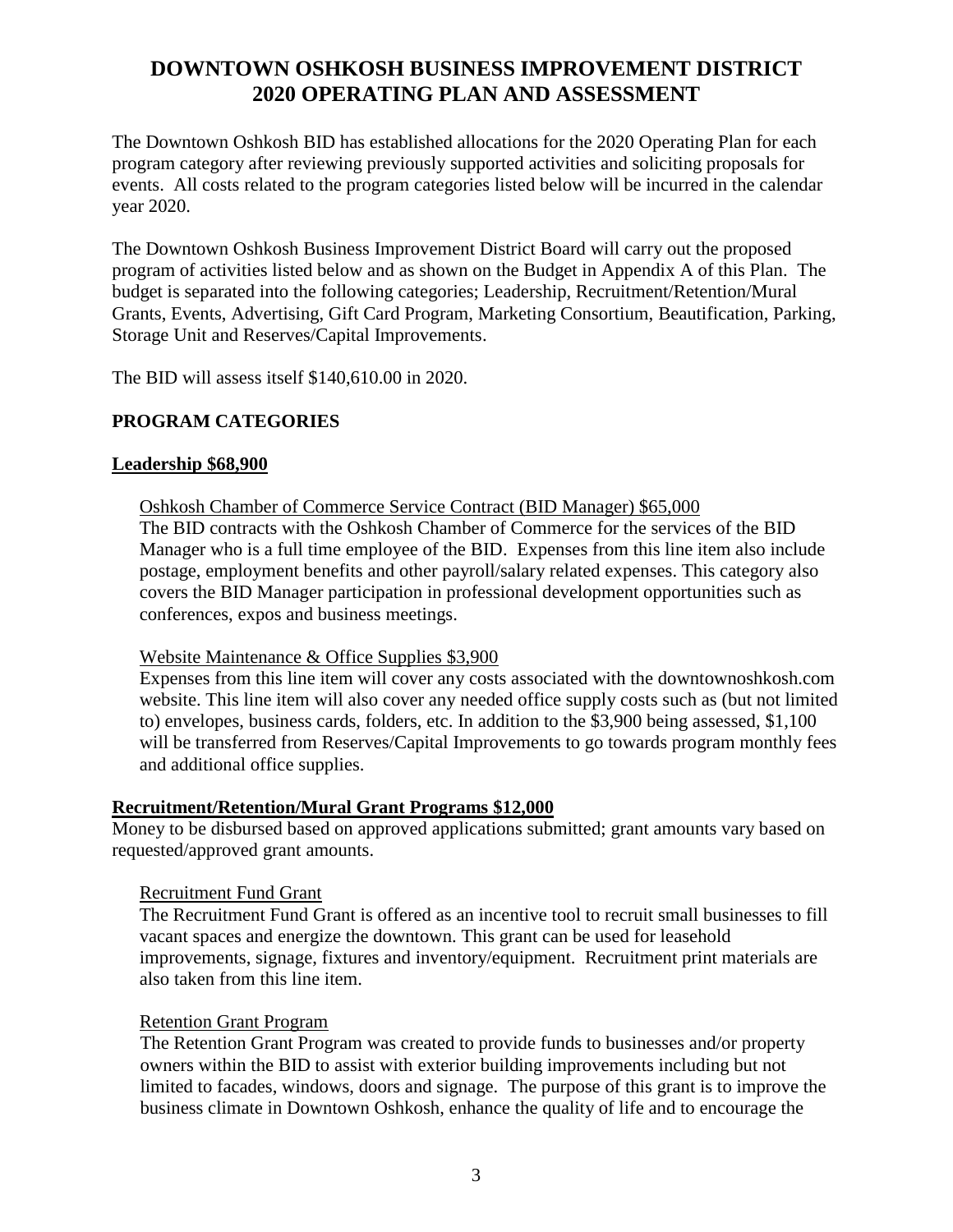# DOWNTOWN OSHKOSH BUSINESS IMPROVEMENT DISTRICT 2020 OPERATING PLAN AND ASSESSMENT

The Downtown Oshkosh BID has established allocations for the 2020 Operating Plan for each program category after reviewing previously supported activities and soliciting proposals for events. All costs related to the program categories listed below will be incurred in the calendar year 2020.

The Downtown Oshkosh Business Improvement District Board will carry out the proposed program of activities listed below and as shown on the Budget in Appendix A of this Plan. The budget is separated into the following categories; Leadership, Recruitment/Retention/Mural Grants, Events, Advertising, Gift Card Program, Marketing Consortium, Beautification, Parking, Storage Unit and Reserves/Capital Improvements.

The BID will assess itself $140,610.00 in 2020.

## PROGRAM CATEGORIES

### Leadership $68,900

Oshkosh Chamber of Commerce Service Contract (BID Manager) $65,000

The BID contracts with the Oshkosh Chamber of Commerce for the services of the BID Manager who is a full time employee of the BID. Expenses from this line item also include postage, employment benefits and other payroll/salary related expenses. This category also covers the BID Manager participation in professional development opportunities such as conferences, expos and business meetings.

Website Maintenance & Office Supplies $3,900

Expenses from this line item will cover any costs associated with the downtownoshkosh.com website. This line item will also cover any needed office supply costs such as (but not limited to) envelopes, business cards, folders, etc. In addition to the $3,900 being assessed, $1,100 will be transferred from Reserves/Capital Improvements to go towards program monthly fees and additional office supplies.

### Recruitment/Retention/Mural Grant Programs $12,000

Money to be disbursed based on approved applications submitted; grant amounts vary based on requested/approved grant amounts.

Recruitment Fund Grant

The Recruitment Fund Grant is offered as an incentive tool to recruit small businesses to fill vacant spaces and energize the downtown. This grant can be used for leasehold improvements, signage, fixtures and inventory/equipment. Recruitment print materials are also taken from this line item.

Retention Grant Program

The Retention Grant Program was created to provide funds to businesses and/or property owners within the BID to assist with exterior building improvements including but not limited to facades, windows, doors and signage. The purpose of this grant is to improve the business climate in Downtown Oshkosh, enhance the quality of life and to encourage the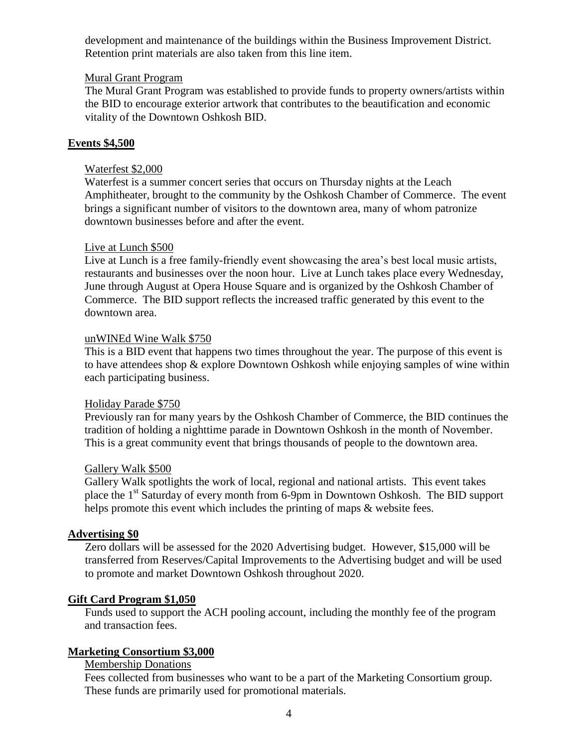development and maintenance of the buildings within the Business Improvement District. Retention print materials are also taken from this line item.

Mural Grant Program

The Mural Grant Program was established to provide funds to property owners/artists within the BID to encourage exterior artwork that contributes to the beautification and economic vitality of the Downtown Oshkosh BID.

**Events $4,500**

Waterfest $2,000

Waterfest is a summer concert series that occurs on Thursday nights at the Leach Amphitheater, brought to the community by the Oshkosh Chamber of Commerce. The event brings a significant number of visitors to the downtown area, many of whom patronize downtown businesses before and after the event.

Live at Lunch $500

Live at Lunch is a free family-friendly event showcasing the area's best local music artists, restaurants and businesses over the noon hour. Live at Lunch takes place every Wednesday, June through August at Opera House Square and is organized by the Oshkosh Chamber of Commerce. The BID support reflects the increased traffic generated by this event to the downtown area.

unWINEd Wine Walk $750

This is a BID event that happens two times throughout the year. The purpose of this event is to have attendees shop & explore Downtown Oshkosh while enjoying samples of wine within each participating business.

Holiday Parade $750

Previously ran for many years by the Oshkosh Chamber of Commerce, the BID continues the tradition of holding a nighttime parade in Downtown Oshkosh in the month of November. This is a great community event that brings thousands of people to the downtown area.

Gallery Walk $500

Gallery Walk spotlights the work of local, regional and national artists. This event takes place the 1st Saturday of every month from 6-9pm in Downtown Oshkosh. The BID support helps promote this event which includes the printing of maps & website fees.

**Advertising $0**

Zero dollars will be assessed for the 2020 Advertising budget. However, $15,000 will be transferred from Reserves/Capital Improvements to the Advertising budget and will be used to promote and market Downtown Oshkosh throughout 2020.

**Gift Card Program $1,050**

Funds used to support the ACH pooling account, including the monthly fee of the program and transaction fees.

**Marketing Consortium $3,000**

Membership Donations

Fees collected from businesses who want to be a part of the Marketing Consortium group. These funds are primarily used for promotional materials.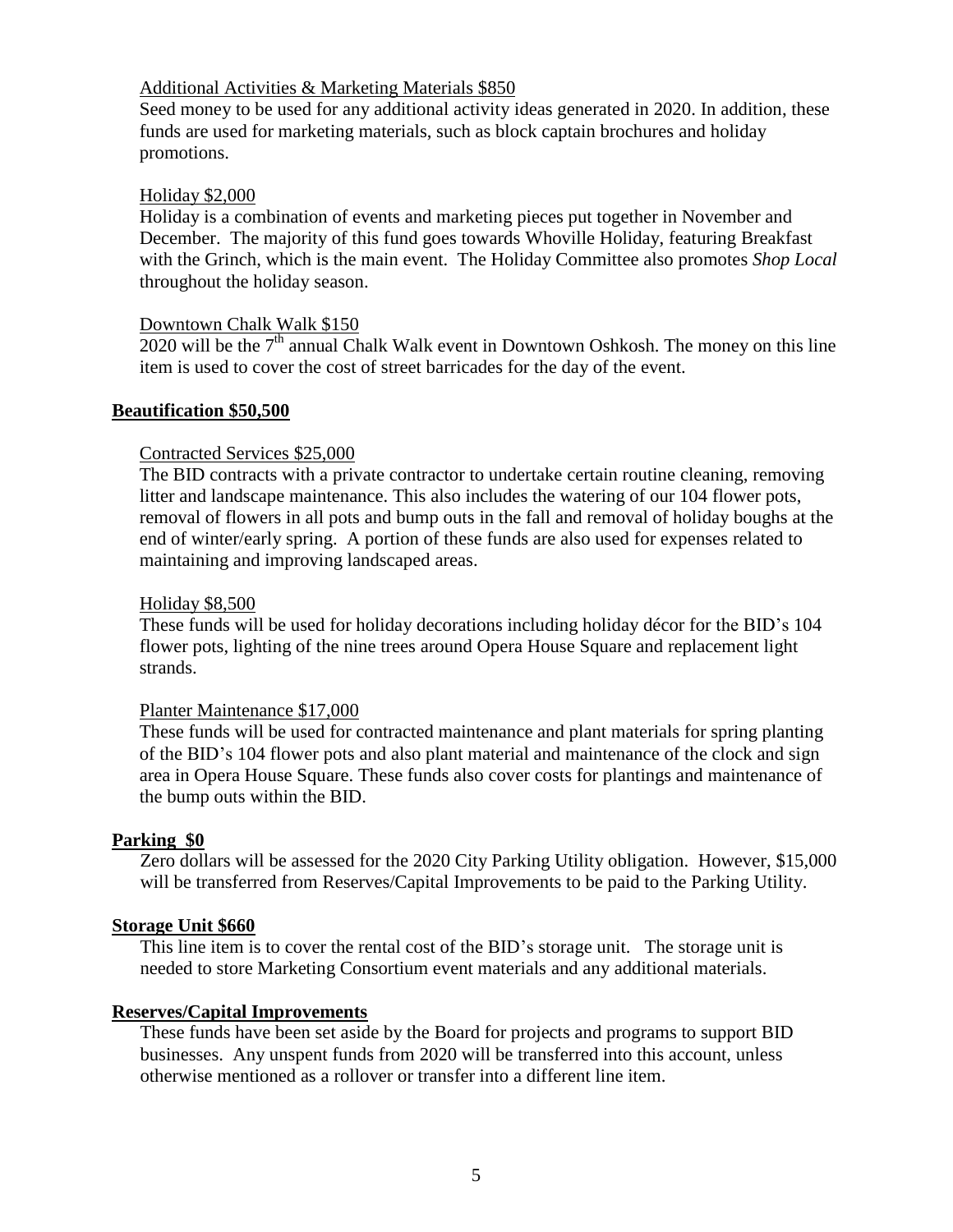Additional Activities & Marketing Materials $850

Seed money to be used for any additional activity ideas generated in 2020. In addition, these funds are used for marketing materials, such as block captain brochures and holiday promotions.

Holiday $2,000

Holiday is a combination of events and marketing pieces put together in November and December. The majority of this fund goes towards Whoville Holiday, featuring Breakfast with the Grinch, which is the main event. The Holiday Committee also promotes *Shop Local* throughout the holiday season.

Downtown Chalk Walk $150

2020 will be the 7th annual Chalk Walk event in Downtown Oshkosh. The money on this line item is used to cover the cost of street barricades for the day of the event.

**Beautification $50,500**

Contracted Services $25,000

The BID contracts with a private contractor to undertake certain routine cleaning, removing litter and landscape maintenance. This also includes the watering of our 104 flower pots, removal of flowers in all pots and bump outs in the fall and removal of holiday boughs at the end of winter/early spring. A portion of these funds are also used for expenses related to maintaining and improving landscaped areas.

Holiday $8,500

These funds will be used for holiday decorations including holiday décor for the BID's 104 flower pots, lighting of the nine trees around Opera House Square and replacement light strands.

Planter Maintenance $17,000

These funds will be used for contracted maintenance and plant materials for spring planting of the BID's 104 flower pots and also plant material and maintenance of the clock and sign area in Opera House Square. These funds also cover costs for plantings and maintenance of the bump outs within the BID.

**Parking $0**

Zero dollars will be assessed for the 2020 City Parking Utility obligation. However, $15,000 will be transferred from Reserves/Capital Improvements to be paid to the Parking Utility.

**Storage Unit $660**

This line item is to cover the rental cost of the BID's storage unit. The storage unit is needed to store Marketing Consortium event materials and any additional materials.

**Reserves/Capital Improvements**

These funds have been set aside by the Board for projects and programs to support BID businesses. Any unspent funds from 2020 will be transferred into this account, unless otherwise mentioned as a rollover or transfer into a different line item.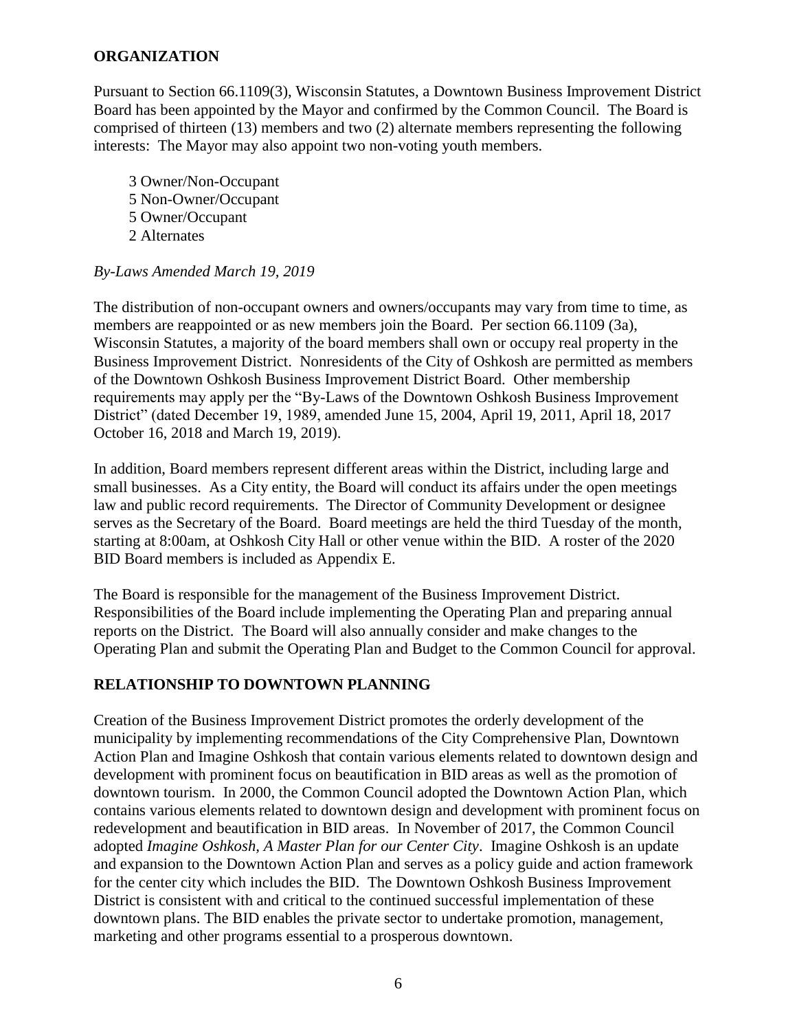## ORGANIZATION

Pursuant to Section 66.1109(3), Wisconsin Statutes, a Downtown Business Improvement District Board has been appointed by the Mayor and confirmed by the Common Council. The Board is comprised of thirteen (13) members and two (2) alternate members representing the following interests: The Mayor may also appoint two non-voting youth members.

- 3 Owner/Non-Occupant
- 5 Non-Owner/Occupant
- 5 Owner/Occupant
- 2 Alternates

*By-Laws Amended March 19, 2019*

The distribution of non-occupant owners and owners/occupants may vary from time to time, as members are reappointed or as new members join the Board. Per section 66.1109 (3a), Wisconsin Statutes, a majority of the board members shall own or occupy real property in the Business Improvement District. Nonresidents of the City of Oshkosh are permitted as members of the Downtown Oshkosh Business Improvement District Board. Other membership requirements may apply per the "By-Laws of the Downtown Oshkosh Business Improvement District" (dated December 19, 1989, amended June 15, 2004, April 19, 2011, April 18, 2017 October 16, 2018 and March 19, 2019).

In addition, Board members represent different areas within the District, including large and small businesses. As a City entity, the Board will conduct its affairs under the open meetings law and public record requirements. The Director of Community Development or designee serves as the Secretary of the Board. Board meetings are held the third Tuesday of the month, starting at 8:00am, at Oshkosh City Hall or other venue within the BID. A roster of the 2020 BID Board members is included as Appendix E.

The Board is responsible for the management of the Business Improvement District. Responsibilities of the Board include implementing the Operating Plan and preparing annual reports on the District. The Board will also annually consider and make changes to the Operating Plan and submit the Operating Plan and Budget to the Common Council for approval.

## RELATIONSHIP TO DOWNTOWN PLANNING

Creation of the Business Improvement District promotes the orderly development of the municipality by implementing recommendations of the City Comprehensive Plan, Downtown Action Plan and Imagine Oshkosh that contain various elements related to downtown design and development with prominent focus on beautification in BID areas as well as the promotion of downtown tourism. In 2000, the Common Council adopted the Downtown Action Plan, which contains various elements related to downtown design and development with prominent focus on redevelopment and beautification in BID areas. In November of 2017, the Common Council adopted *Imagine Oshkosh, A Master Plan for our Center City*. Imagine Oshkosh is an update and expansion to the Downtown Action Plan and serves as a policy guide and action framework for the center city which includes the BID. The Downtown Oshkosh Business Improvement District is consistent with and critical to the continued successful implementation of these downtown plans. The BID enables the private sector to undertake promotion, management, marketing and other programs essential to a prosperous downtown.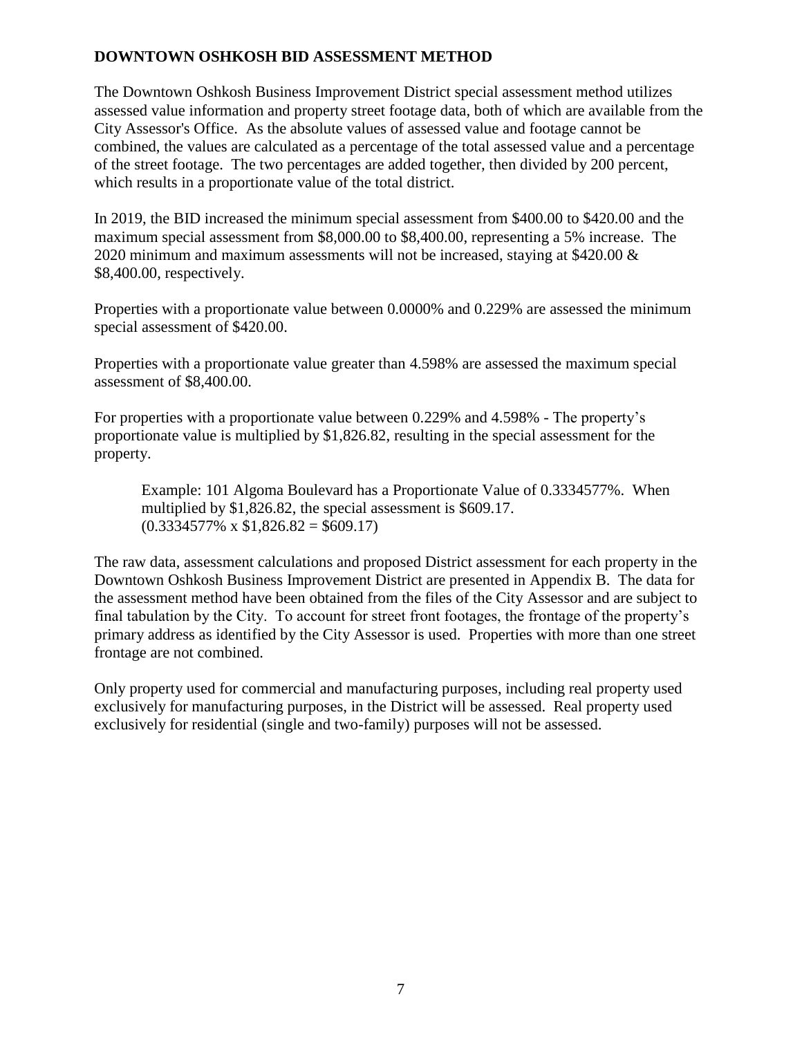## DOWNTOWN OSHKOSH BID ASSESSMENT METHOD

The Downtown Oshkosh Business Improvement District special assessment method utilizes assessed value information and property street footage data, both of which are available from the City Assessor's Office. As the absolute values of assessed value and footage cannot be combined, the values are calculated as a percentage of the total assessed value and a percentage of the street footage. The two percentages are added together, then divided by 200 percent, which results in a proportionate value of the total district.

In 2019, the BID increased the minimum special assessment from $400.00 to $420.00 and the maximum special assessment from $8,000.00 to $8,400.00, representing a 5% increase. The 2020 minimum and maximum assessments will not be increased, staying at $420.00 & $8,400.00, respectively.

Properties with a proportionate value between 0.0000% and 0.229% are assessed the minimum special assessment of $420.00.

Properties with a proportionate value greater than 4.598% are assessed the maximum special assessment of $8,400.00.

For properties with a proportionate value between 0.229% and 4.598% - The property's proportionate value is multiplied by $1,826.82, resulting in the special assessment for the property.

> Example: 101 Algoma Boulevard has a Proportionate Value of 0.3334577%. When multiplied by $1,826.82, the special assessment is $609.17.
> (0.3334577% x $1,826.82 = $609.17)

The raw data, assessment calculations and proposed District assessment for each property in the Downtown Oshkosh Business Improvement District are presented in Appendix B. The data for the assessment method have been obtained from the files of the City Assessor and are subject to final tabulation by the City. To account for street front footages, the frontage of the property's primary address as identified by the City Assessor is used. Properties with more than one street frontage are not combined.

Only property used for commercial and manufacturing purposes, including real property used exclusively for manufacturing purposes, in the District will be assessed. Real property used exclusively for residential (single and two-family) purposes will not be assessed.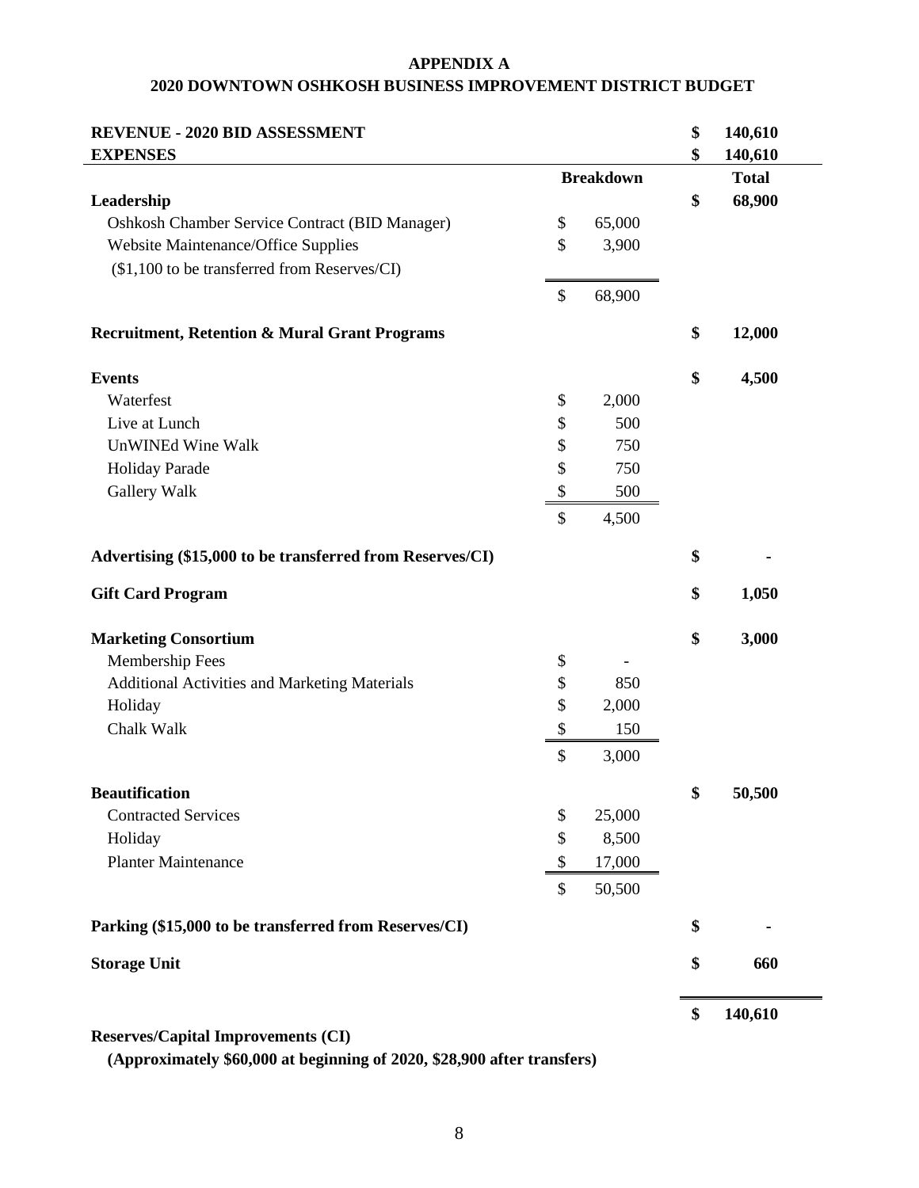**APPENDIX A**

**2020 DOWNTOWN OSHKOSH BUSINESS IMPROVEMENT DISTRICT BUDGET**

| | Breakdown | Total |
|---|---|---|
| **REVENUE - 2020 BID ASSESSMENT** | | **$ 140,610** |
| **EXPENSES** | | **$ 140,610** |
| **Leadership** | | **$ 68,900** |
| Oshkosh Chamber Service Contract (BID Manager) | $ 65,000 | |
| Website Maintenance/Office Supplies | $ 3,900 | |
| ($1,100 to be transferred from Reserves/CI) | | |
| | $ 68,900 | |
| **Recruitment, Retention & Mural Grant Programs** | | **$ 12,000** |
| **Events** | | **$ 4,500** |
| Waterfest | $ 2,000 | |
| Live at Lunch | $ 500 | |
| UnWINEd Wine Walk | $ 750 | |
| Holiday Parade | $ 750 | |
| Gallery Walk | $ 500 | |
| | $ 4,500 | |
| **Advertising ($15,000 to be transferred from Reserves/CI)** | | **$ -** |
| **Gift Card Program** | | **$ 1,050** |
| **Marketing Consortium** | | **$ 3,000** |
| Membership Fees | $ - | |
| Additional Activities and Marketing Materials | $ 850 | |
| Holiday | $ 2,000 | |
| Chalk Walk | $ 150 | |
| | $ 3,000 | |
| **Beautification** | | **$ 50,500** |
| Contracted Services | $ 25,000 | |
| Holiday | $ 8,500 | |
| Planter Maintenance | $ 17,000 | |
| | $ 50,500 | |
| **Parking ($15,000 to be transferred from Reserves/CI)** | | **$ -** |
| **Storage Unit** | | **$ 660** |
| | | **$ 140,610** |

**Reserves/Capital Improvements (CI)**

**(Approximately $60,000 at beginning of 2020, $28,900 after transfers)**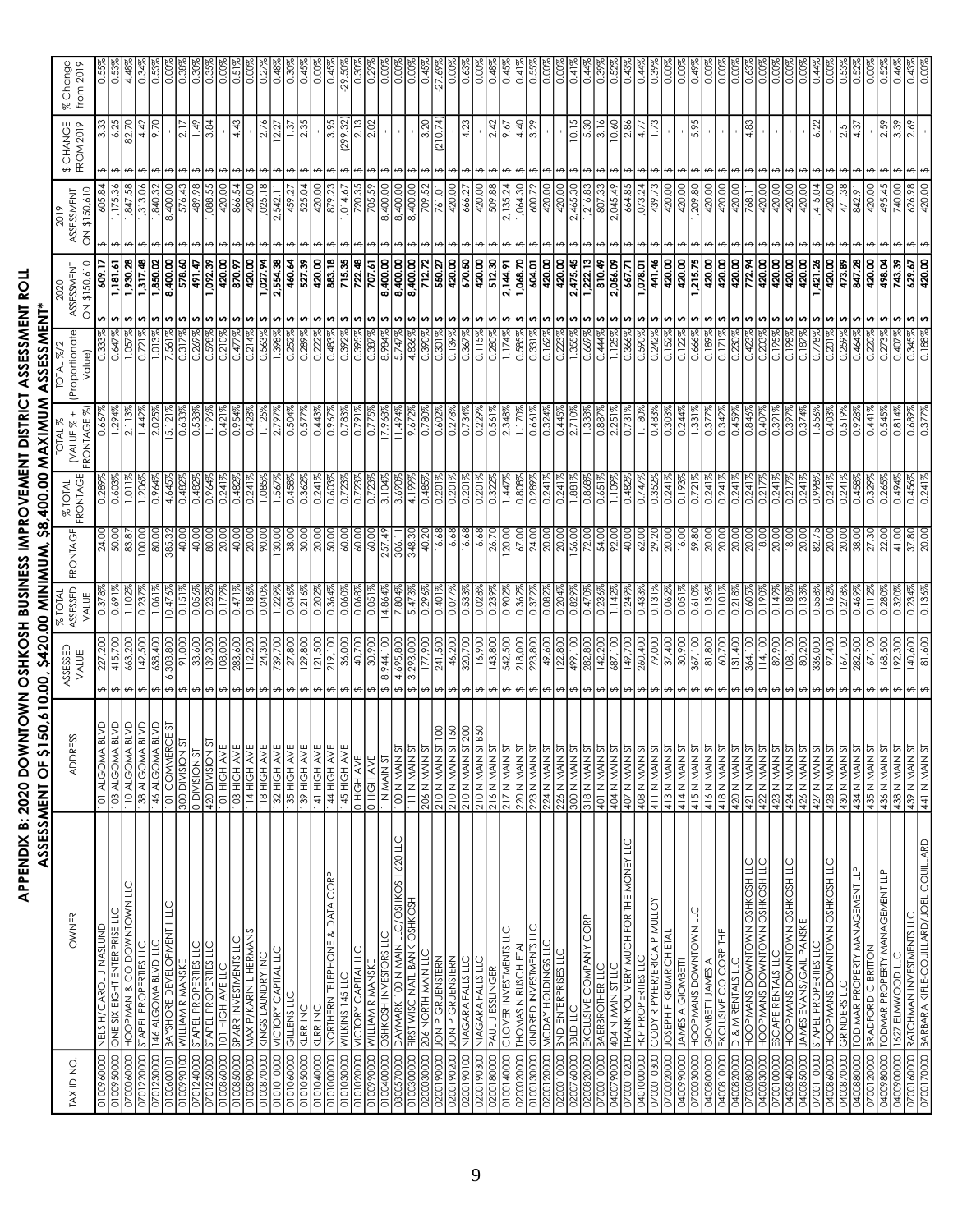# APPENDIX B: 2020 DOWNTOWN OSHKOSH BUSINESS IMPROVEMENT DISTRICT ASSESSMENT ROLL

## ASSESSMENT OF $150,610.00, $420.00 MINIMUM, $8,400.00 MAXIMUM ASSESSMENT*

| TAX ID NO. | OWNER | ADDRESS | ASSESSED VALUE | % TOTAL ASSESSED VALUE | FRONTAGE | % TOTAL FRONTAGE | TOTAL % (VALUE % + FRONTAGE %) | TOTAL %/2 (Proportionate Value) | 2020 ASSESSMENT ON $150,610 | 2019 ASSESSMENT ON $150,610 | $ CHANGE FROM 2019 | % Change from 2019 |
|---|---|---|---|---|---|---|---|---|---|---|---|---|
| 0100960000 | NELS H/CAROL J NASLUND | 101 ALGOMA BLVD | $ 227,200 | 0.378% | 24.00 | 0.289% | 0.667% | 0.333% | $ 609.17 | $ 605.84 | $ 3.33 | 0.55% |
| 0100950000 | ONE SIX EIGHT ENTERPRISE LLC | 103 ALGOMA BLVD | $ 415,700 | 0.691% | 50.00 | 0.603% | 1.294% | 0.647% | $ 1,181.61 | $ 1,175.36 | $ 6.25 | 0.53% |
| 0700060000 | HOOPMAN & CO DOWNTOWN LLC | 110 ALGOMA BLVD | $ 663,200 | 1.102% | 83.87 | 1.011% | 2.113% | 1.057% | $ 1,930.28 | $ 1,847.58 | $ 82.70 | 4.48% |
| 0701220000 | STAPEL PROPERTIES LLC | 138 ALGOMA BLVD | $ 142,500 | 0.237% | 100.00 | 1.206% | 1.442% | 0.721% | $ 1,317.48 | $ 1,313.06 | $ 4.42 | 0.34% |
| 0701230000 | 146 ALGOMA BLVD LLC | 146 ALGOMA BLVD | $ 638,400 | 1.061% | 80.00 | 0.964% | 2.025% | 1.013% | $ 1,850.02 | $ 1,840.32 | $ 9.70 | 0.53% |
| 0100600101 | BAYSHORE DEVELOPMENT II LLC | 101 COMMERCE ST | $ 6,303,800 | 10.476% | 385.32 | 4.645% | 15.121% | 7.561% | $ 8,400.00 | $ 8,400.00 | $ - | 0.00% |
| 0100990100 | WILLIAM R MANSKE | 300 DIVISION ST | $ 91,000 | 0.151% | 40.00 | 0.482% | 0.633% | 0.317% | $ 578.60 | $ 576.43 | $ 2.17 | 0.38% |
| 0701240000 | STAPEL PROPERTIES LLC | 0 DIVISION ST | $ 33,600 | 0.056% | 40.00 | 0.482% | 0.538% | 0.269% | $ 491.47 | $ 489.98 | $ 1.49 | 0.30% |
| 0701250000 | STAPEL PROPERTIES LLC | 420 DIVISION ST | $ 139,300 | 0.232% | 80.00 | 0.964% | 1.196% | 0.598% | $ 1,092.39 | $ 1,088.55 | $ 3.84 | 0.35% |
| 0100860000 | 101 HIGH AVE LLC | 101 HIGH AVE | $ 108,000 | 0.179% | 20.00 | 0.241% | 0.421% | 0.210% | $ 420.00 | $ 420.00 | $ - | 0.00% |
| 0100850000 | SPARR INVESTMENTS LLC | 103 HIGH AVE | $ 283,600 | 0.471% | 40.00 | 0.482% | 0.954% | 0.477% | $ 870.97 | $ 866.54 | $ 4.43 | 0.51% |
| 0100890000 | MAX P/KARIN L HERMANS | 114 HIGH AVE | $ 112,200 | 0.186% | 20.00 | 0.241% | 0.428% | 0.214% | $ 420.00 | $ 420.00 | $ - | 0.00% |
| 0100870000 | KINGS LAUNDRY INC | 118 HIGH AVE | $ 24,300 | 0.040% | 90.00 | 1.085% | 1.125% | 0.563% | $ 1,027.94 | $ 1,025.18 | $ 2.76 | 0.27% |
| 0101010000 | VICTORY CAPITAL LLC | 132 HIGH AVE | $ 739,700 | 1.229% | 130.00 | 1.567% | 2.797% | 1.398% | $ 2,554.38 | $ 2,542.11 | $ 12.27 | 0.48% |
| 0101060000 | GILLENS LLC | 135 HIGH AVE | $ 27,800 | 0.046% | 38.00 | 0.458% | 0.504% | 0.252% | $ 460.64 | $ 459.27 | $ 1.37 | 0.30% |
| 0101050000 | KLRR INC | 139 HIGH AVE | $ 129,800 | 0.216% | 30.00 | 0.362% | 0.577% | 0.289% | $ 527.39 | $ 525.04 | $ 2.35 | 0.45% |
| 0101040000 | KLRR INC | 141 HIGH AVE | $ 121,500 | 0.202% | 20.00 | 0.241% | 0.443% | 0.222% | $ 420.00 | $ 420.00 | $ - | 0.00% |
| 0101000000 | NORTHERN TELEPHONE & DATA CORP | 144 HIGH AVE | $ 219,100 | 0.364% | 50.00 | 0.603% | 0.967% | 0.483% | $ 883.18 | $ 879.23 | $ 3.95 | 0.45% |
| 0101030000 | WILKINS 145 LLC | 145 HIGH AVE | $ 36,000 | 0.060% | 60.00 | 0.723% | 0.783% | 0.392% | $ 715.35 | $ 1,014.67 | $ (299.32) | -29.50% |
| 0101020000 | VICTORY CAPITAL LLC | 0 HIGH AVE | $ 40,700 | 0.068% | 60.00 | 0.723% | 0.791% | 0.395% | $ 722.48 | $ 720.35 | $ 2.13 | 0.30% |
| 0100990000 | WILLIAM R MANSKE | 0 HIGH AVE | $ 30,900 | 0.051% | 60.00 | 0.723% | 0.775% | 0.387% | $ 707.61 | $ 705.59 | $ 2.02 | 0.29% |
| 0100400000 | OSHKOSH INVESTORS LLC | 1 N MAIN ST | $ 8,944,100 | 14.864% | 257.49 | 3.104% | 17.968% | 8.984% | $ 8,400.00 | $ 8,400.00 | $ - | 0.00% |
| 0800570000 | DAYMARK 100 N MAIN LLC/OSHKOSH 620 LLC | 100 N MAIN ST | $ 4,695,800 | 7.804% | 306.11 | 3.690% | 11.494% | 5.747% | $ 8,400.00 | $ 8,400.00 | $ - | 0.00% |
| 0100300000 | FIRST WISC NATL BANK OSHKOSH | 111 N MAIN ST | $ 3,293,000 | 5.473% | 348.30 | 4.199% | 9.672% | 4.836% | $ 8,400.00 | $ 8,400.00 | $ - | 0.00% |
| 0200030000 | 206 NORTH MAIN LLC | 206 N MAIN ST | $ 177,900 | 0.296% | 40.20 | 0.485% | 0.780% | 0.390% | $ 712.72 | $ 709.52 | $ 3.20 | 0.45% |
| 0200190000 | JON P GRUENSTERN | 210 N MAIN ST 100 | $ 241,500 | 0.401% | 16.68 | 0.201% | 0.602% | 0.301% | $ 550.27 | $ 761.01 | $ (210.74) | -27.69% |
| 0200190200 | JON P GRUENSTERN | 210 N MAIN ST 150 | $ 46,200 | 0.077% | 16.68 | 0.201% | 0.278% | 0.139% | $ 420.00 | $ 420.00 | $ - | 0.00% |
| 0200190100 | NIAGARA FALLS LLC | 210 N MAIN ST 200 | $ 320,700 | 0.533% | 16.68 | 0.201% | 0.734% | 0.367% | $ 670.50 | $ 666.27 | $ 4.23 | 0.63% |
| 0200190300 | NIAGARA FALLS LLC | 210 N MAIN ST B50 | $ 16,900 | 0.028% | 16.68 | 0.201% | 0.229% | 0.115% | $ 420.00 | $ 420.00 | $ - | 0.00% |
| 0200180000 | PAUL J ESSLINGER | 216 N MAIN ST | $ 143,800 | 0.239% | 26.70 | 0.322% | 0.561% | 0.280% | $ 512.30 | $ 509.88 | $ 2.42 | 0.48% |
| 0100140000 | CLOVER INVESTMENTS LLC | 217 N MAIN ST | $ 542,500 | 0.902% | 120.00 | 1.447% | 2.348% | 1.174% | $ 2,144.91 | $ 2,135.24 | $ 9.67 | 0.45% |
| 0200020000 | THOMAS N RUSCH ETAL | 220 N MAIN ST | $ 218,000 | 0.362% | 67.00 | 0.808% | 1.170% | 0.585% | $ 1,068.70 | $ 1,064.30 | $ 4.40 | 0.41% |
| 0100130000 | KINDRED INVESTMENTS LLC | 223 N MAIN ST | $ 223,800 | 0.372% | 24.00 | 0.289% | 0.661% | 0.331% | $ 604.01 | $ 600.72 | $ 3.29 | 0.55% |
| 0200120000 | MCDAY HOLDINGS LLC | 224 N MAIN ST | $ 49,600 | 0.082% | 20.00 | 0.241% | 0.324% | 0.162% | $ 420.00 | $ 420.00 | $ - | 0.00% |
| 0200010000 | BND ENTERPRISES LLC | 226 N MAIN ST | $ 122,800 | 0.204% | 20.00 | 0.241% | 0.445% | 0.223% | $ 420.00 | $ 420.00 | $ - | 0.00% |
| 0200760000 | BBLD LLC | 300 N MAIN ST | $ 499,100 | 0.829% | 156.00 | 1.881% | 2.710% | 1.355% | $ 2,475.45 | $ 2,465.30 | $ 10.15 | 0.41% |
| 0200820000 | EXCLUSIVE COMPANY CORP | 318 N MAIN ST | $ 282,800 | 0.470% | 72.00 | 0.868% | 1.338% | 0.669% | $ 1,222.13 | $ 1,216.83 | $ 5.30 | 0.44% |
| 0700010000 | BAERBROTHER LLC | 401 N MAIN ST | $ 142,200 | 0.236% | 54.00 | 0.651% | 0.887% | 0.444% | $ 810.49 | $ 807.33 | $ 3.16 | 0.39% |
| 0400790000 | 404 N MAIN ST LLC | 404 N MAIN ST | $ 687,100 | 1.142% | 92.00 | 1.109% | 2.251% | 1.125% | $ 2,056.09 | $ 2,045.49 | $ 10.60 | 0.52% |
| 0700010200 | THANK YOU VERY MUCH FOR THE MONEY LLC | 407 N MAIN ST | $ 149,700 | 0.249% | 40.00 | 0.482% | 0.731% | 0.366% | $ 667.71 | $ 664.85 | $ 2.86 | 0.43% |
| 0401000000 | FKP PROPERTIES LLC | 408 N MAIN ST | $ 260,400 | 0.433% | 62.00 | 0.747% | 1.180% | 0.590% | $ 1,078.01 | $ 1,073.24 | $ 4.77 | 0.44% |
| 0700010300 | CODY R PYFER/ERICA P MULLOY | 411 N MAIN ST | $ 79,000 | 0.131% | 29.20 | 0.352% | 0.483% | 0.242% | $ 441.46 | $ 439.73 | $ 1.73 | 0.39% |
| 0700020000 | JOSEPH F KRUMRICH ETAL | 413 N MAIN ST | $ 37,400 | 0.062% | 20.00 | 0.241% | 0.303% | 0.152% | $ 420.00 | $ 420.00 | $ - | 0.00% |
| 0400990000 | JAMES A GIOMBETTI | 414 N MAIN ST | $ 30,900 | 0.051% | 16.00 | 0.193% | 0.244% | 0.122% | $ 420.00 | $ 420.00 | $ - | 0.00% |
| 0700030000 | HOOPMANS DOWNTOWN LLC | 415 N MAIN ST | $ 367,100 | 0.610% | 59.80 | 0.721% | 1.331% | 0.666% | $ 1,215.75 | $ 1,209.80 | $ 5.95 | 0.49% |
| 0400800000 | GIOMBETTI JAMES A | 416 N MAIN ST | $ 81,800 | 0.136% | 20.00 | 0.241% | 0.377% | 0.189% | $ 420.00 | $ 420.00 | $ - | 0.00% |
| 0400810000 | EXCLUSIVE CO CORP THE | 418 N MAIN ST | $ 60,700 | 0.101% | 20.00 | 0.241% | 0.342% | 0.171% | $ 420.00 | $ 420.00 | $ - | 0.00% |
| 0400820000 | D & M RENTALS LLC | 420 N MAIN ST | $ 131,400 | 0.218% | 20.00 | 0.241% | 0.459% | 0.230% | $ 420.00 | $ 420.00 | $ - | 0.00% |
| 0700080000 | HOOPMANS DOWNTOWN OSHKOSH LLC | 421 N MAIN ST | $ 364,100 | 0.605% | 20.00 | 0.241% | 0.846% | 0.423% | $ 772.94 | $ 768.11 | $ 4.83 | 0.63% |
| 0400830000 | HOOPMANS DOWNTOWN OSHKOSH LLC | 422 N MAIN ST | $ 114,100 | 0.190% | 18.00 | 0.217% | 0.407% | 0.203% | $ 420.00 | $ 420.00 | $ - | 0.00% |
| 0700100000 | ESCAPE RENTALS LLC | 423 N MAIN ST | $ 89,900 | 0.149% | 20.00 | 0.241% | 0.391% | 0.195% | $ 420.00 | $ 420.00 | $ - | 0.00% |
| 0400840000 | HOOPMANS DOWNTOWN OSHKOSH LLC | 424 N MAIN ST | $ 108,200 | 0.180% | 18.00 | 0.217% | 0.397% | 0.198% | $ 420.00 | $ 420.00 | $ - | 0.00% |
| 0400850000 | JAMES EVANS/GAIL PANSKE | 426 N MAIN ST | $ 80,200 | 0.133% | 20.00 | 0.241% | 0.374% | 0.187% | $ 420.00 | $ 420.00 | $ - | 0.00% |
| 0700110000 | STAPEL PROPERTIES LLC | 427 N MAIN ST | $ 336,000 | 0.558% | 82.75 | 0.998% | 1.556% | 0.778% | $ 1,421.26 | $ 1,415.04 | $ 6.22 | 0.44% |
| 0400860000 | HOOPMANS DOWNTOWN OSHKOSH LLC | 428 N MAIN ST | $ 97,400 | 0.162% | 20.00 | 0.241% | 0.403% | 0.201% | $ 420.00 | $ 420.00 | $ - | 0.00% |
| 0400870000 | GRINDERS LLC | 430 N MAIN ST | $ 167,100 | 0.278% | 20.00 | 0.241% | 0.519% | 0.259% | $ 473.89 | $ 471.38 | $ 2.51 | 0.53% |
| 0400880000 | TOD MAR PROPERTY MANAGEMENT LLP | 434 N MAIN ST | $ 282,500 | 0.469% | 38.00 | 0.458% | 0.928% | 0.464% | $ 847.28 | $ 842.91 | $ 4.37 | 0.52% |
| 0700120000 | BRADFORD C BRITTON | 435 N MAIN ST | $ 67,100 | 0.112% | 27.30 | 0.329% | 0.441% | 0.220% | $ 420.00 | $ 420.00 | $ - | 0.00% |
| 0400890000 | TODMAR PROPERTY MANAGEMENT LLP | 436 N MAIN ST | $ 168,500 | 0.280% | 22.00 | 0.265% | 0.545% | 0.273% | $ 498.04 | $ 495.45 | $ 2.59 | 0.52% |
| 0400900000 | 1627 ELMWOOD LLC | 438 N MAIN ST | $ 192,300 | 0.320% | 41.00 | 0.494% | 0.814% | 0.407% | $ 743.39 | $ 740.00 | $ 3.39 | 0.46% |
| 0700160000 | RATCHMAN INVESTMENTS LLC | 439 N MAIN ST | $ 140,600 | 0.234% | 37.80 | 0.456% | 0.689% | 0.345% | $ 629.67 | $ 626.98 | $ 2.69 | 0.43% |
| 0700170000 | BARBARA KIFLE-COUILLARD/JOEL COUILLARD | 441 N MAIN ST | $ 81,600 | 0.136% | 20.00 | 0.241% | 0.377% | 0.188% | $ 420.00 | $ 420.00 | $ - | 0.00% |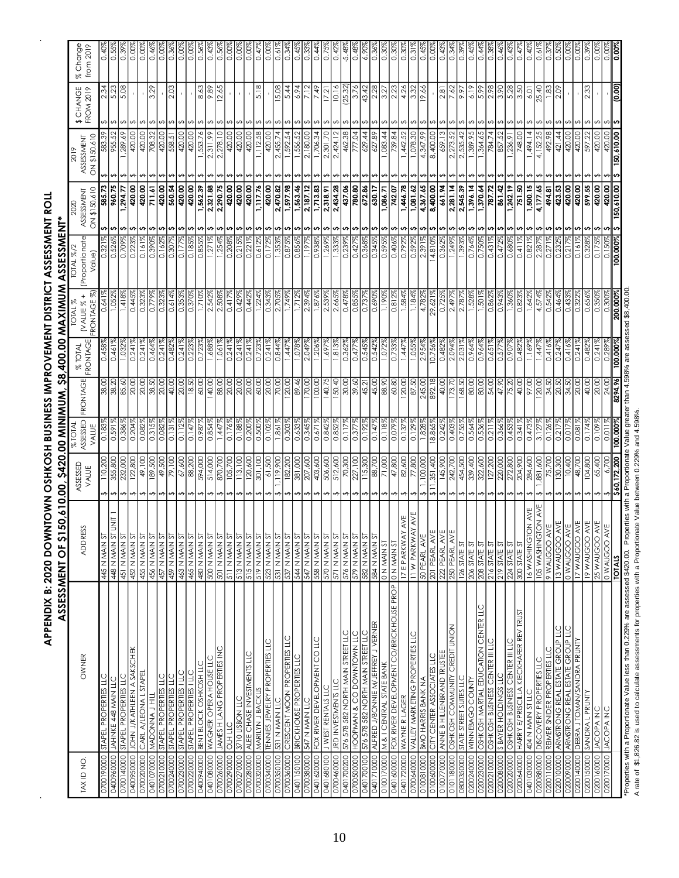# APPENDIX B: 2020 DOWNTOWN OSHKOSH BUSINESS IMPROVEMENT DISTRICT ASSESSMENT ROLL

## ASSESSMENT OF $150,610.00, $420.00 MINIMUM, $8,400.00 MAXIMUM ASSESSMENT*

| TAX ID NO. | OWNER | ADDRESS | ASSESSED VALUE | % TOTAL ASSESSED VALUE | FRONTAGE | % TOTAL FRONTAGE | TOTAL % (VALUE % + FRONTAGE %) | TOTAL %/2 (Proportionate Value) | 2020 ASSESSMENT ON $150,610 | 2019 ASSESSMENT ON $150,610 | $ CHANGE FROM 2019 | % Change from 2019 |
|---|---|---|---|---|---|---|---|---|---|---|---|---|
| 0700190000 | STAPEL PROPERTIES LLC | 445 N MAIN ST | $ 110,200 | 0.183% | 38.00 | 0.458% | 0.641% | 0.321% | $ 585.73 | $ 583.39 | $ 2.34 | 0.40% |
| 0400960000 | JAHNKE 448 MAIN LLC | 448 N MAIN ST UNIT 1 | $ 355,800 | 0.591% | 38.20 | 0.461% | 1.052% | 0.526% | $ 960.75 | $ 955.52 | $ 5.23 | 0.55% |
| 0700140000 | STAPEL PROPERTIES LLC | 451 N MAIN ST | $ 232,000 | 0.386% | 85.60 | 1.032% | 1.418% | 0.709% | $ 1,294.77 | $ 1,289.69 | $ 5.08 | 0.39% |
| 0400950000 | JOHN J/KATHLEEN A SAKSCHEK | 452 N MAIN ST | $ 122,800 | 0.204% | 20.00 | 0.241% | 0.445% | 0.223% | $ 420.00 | $ 420.00 | $ - | 0.00% |
| 0700200000 | CARL A/LEONA L STAPEL | 455 N MAIN ST | $ 49,100 | 0.082% | 20.00 | 0.241% | 0.323% | 0.161% | $ 420.00 | $ 420.00 | $ - | 0.00% |
| 0401070000 | MADONNA J HILL | 456 N MAIN ST | $ 189,500 | 0.315% | 38.50 | 0.464% | 0.779% | 0.390% | $ 711.61 | $ 708.32 | $ 3.29 | 0.46% |
| 0700210000 | STAPEL PROPERTIES LLC | 457 N MAIN ST | $ 49,500 | 0.082% | 20.00 | 0.241% | 0.323% | 0.162% | $ 420.00 | $ 420.00 | $ - | 0.00% |
| 0700240000 | STAPEL PROPERTIES LLC | 459 N MAIN ST | $ 79,100 | 0.131% | 40.00 | 0.482% | 0.614% | 0.307% | $ 560.54 | $ 558.51 | $ 2.03 | 0.36% |
| 0700230000 | STAPEL PROPERTIES I LLC | 463 N MAIN ST | $ 67,600 | 0.112% | 20.00 | 0.241% | 0.353% | 0.177% | $ 420.00 | $ 420.00 | $ - | 0.00% |
| 0700220000 | STAPEL PROPERTIES I LLC | 465 N MAIN ST | $ 88,200 | 0.147% | 18.50 | 0.223% | 0.370% | 0.185% | $ 420.00 | $ 420.00 | $ - | 0.00% |
| 0400940000 | BENT BLOCK OSHKOSH LLC | 480 N MAIN ST | $ 594,000 | 0.987% | 60.00 | 0.723% | 1.710% | 0.855% | $ 1,562.39 | $ 1,553.76 | $ 8.63 | 0.56% |
| 0401080000 | WAGNER OPERA HOUSE LLC | 500 N MAIN ST | $ 514,000 | 0.854% | 140.00 | 1.688% | 2.542% | 1.271% | $ 2,321.88 | $ 2,311.99 | $ 9.89 | 0.43% |
| 0700260000 | JAMES H LANG PROPERTIES INC | 501 N MAIN ST | $ 870,700 | 1.447% | 88.00 | 1.061% | 2.508% | 1.254% | $ 2,290.75 | $ 2,278.10 | $ 12.65 | 0.56% |
| 0700290000 | OLH LLC | 511 N MAIN ST | $ 105,700 | 0.176% | 20.00 | 0.241% | 0.417% | 0.208% | $ 420.00 | $ 420.00 | $ - | 0.00% |
| 0700270000 | 3710 LISBON LLC | 513 N MAIN ST | $ 113,100 | 0.188% | 20.00 | 0.241% | 0.429% | 0.215% | $ 420.00 | $ 420.00 | $ - | 0.00% |
| 0700280000 | ALEE CHASE INVESTMENTS LLC | 515 N MAIN ST | $ 120,600 | 0.200% | 20.00 | 0.241% | 0.442% | 0.221% | $ 420.00 | $ 420.00 | $ - | 0.00% |
| 0700320000 | MARILYN J BACKUS | 519 N MAIN ST | $ 301,100 | 0.500% | 60.00 | 0.723% | 1.224% | 0.612% | $ 1,117.76 | $ 1,112.58 | $ 5.18 | 0.47% |
| 0700340000 | TENNIES JEWELRY PROPERTIES LLC | 523 N MAIN ST | $ 61,500 | 0.102% | 20.00 | 0.241% | 0.343% | 0.172% | $ 420.00 | $ 420.00 | $ - | 0.00% |
| 0700350100 | 531 N MAIN LLC | 531 N MAIN ST | $ 1,119,900 | 1.861% | 70.00 | 0.844% | 2.705% | 1.353% | $ 2,470.82 | $ 2,455.74 | $ 15.08 | 0.61% |
| 0700360000 | CRESCENT MOON PROPERTIES LLC | 537 N MAIN ST | $ 182,200 | 0.303% | 120.00 | 1.447% | 1.749% | 0.875% | $ 1,597.98 | $ 1,592.54 | $ 5.44 | 0.34% |
| 0401150100 | BRICKHOUSE PROPERTIES LLC | 544 N MAIN ST | $ 381,000 | 0.633% | 89.46 | 1.078% | 1.712% | 0.856% | $ 1,563.46 | $ 1,556.52 | $ 6.94 | 0.45% |
| 0700380000 | 547 N MAIN LLC | 547 N MAIN ST | $ 207,600 | 0.345% | 170.00 | 2.049% | 2.394% | 1.197% | $ 2,187.12 | $ 2,180.00 | $ 7.12 | 0.33% |
| 0401620000 | FOX RIVER DEVELOPMENT CO LLC | 558 N MAIN ST | $ 403,600 | 0.671% | 100.00 | 1.206% | 1.876% | 0.938% | $ 1,713.83 | $ 1,706.34 | $ 7.49 | 0.44% |
| 0401680100 | J WEST RENTALS LLC | 570 N MAIN ST | $ 506,600 | 0.842% | 140.75 | 1.697% | 2.539% | 1.269% | $ 2,318.91 | $ 2,301.70 | $ 17.21 | 0.75% |
| 0700460000 | JRD INVESTMENTS LLC | 571 N MAIN ST | $ 512,600 | 0.852% | 150.40 | 1.813% | 2.665% | 1.333% | $ 2,434.28 | $ 2,424.12 | $ 10.16 | 0.42% |
| 0401700200 | 576 578 582 NORTH MAIN STREET LLC | 576 N MAIN ST | $ 70,300 | 0.117% | 30.00 | 0.362% | 0.478% | 0.239% | $ 437.06 | $ 462.38 | $ (25.32) | -5.48% |
| 0700500000 | HOOPMAN & CO DOWNTOWN LLC | 579 N MAIN ST | $ 227,100 | 0.377% | 39.60 | 0.477% | 0.855% | 0.427% | $ 780.80 | $ 777.04 | $ 3.76 | 0.48% |
| 0401700100 | 576 578 582 NORTH MAIN STREET LLC | 582 N MAIN ST | $ 115,300 | 0.192% | 45.21 | 0.545% | 0.737% | 0.368% | $ 672.86 | $ 629.44 | $ 43.42 | 6.90% |
| 0401710000 | ALFRED J/BONNIE M/JEFFREY J VERNER | 584 N MAIN ST | $ 88,700 | 0.147% | 45.00 | 0.542% | 0.690% | 0.345% | $ 630.17 | $ 627.89 | $ 2.28 | 0.36% |
| 0100170000 | M & I CENTRAL STATE BANK | 0 N MAIN ST | $ 71,000 | 0.118% | 88.90 | 1.072% | 1.190% | 0.595% | $ 1,086.71 | $ 1,083.44 | $ 3.27 | 0.30% |
| 0401600000 | FOX RIVER DEVELOPMENT CO/BRICKHOUSE PROP | 0 N MAIN ST | $ 47,800 | 0.079% | 60.80 | 0.733% | 0.812% | 0.406% | $ 742.07 | $ 739.84 | $ 2.23 | 0.30% |
| 0401720000 | WAYNE R LAGER | 17 E PARKWAY AVE | $ 82,600 | 0.137% | 120.00 | 1.447% | 1.584% | 0.792% | $ 1,446.78 | $ 1,442.52 | $ 4.26 | 0.30% |
| 0700640000 | VALLEY MARKETING PROPERTIES LLC | 11 W PARKWAY AVE | $ 77,800 | 0.129% | 87.50 | 1.055% | 1.184% | 0.592% | $ 1,081.62 | $ 1,078.30 | $ 3.32 | 0.31% |
| 0100810000 | BMO HARRIS BANK NA | 50 PEARL AVE | $ 1,100,000 | 1.828% | 245.00 | 2.954% | 4.782% | 2.391% | $ 4,367.65 | $ 4,347.99 | $ 19.66 | 0.45% |
| 0100600000 | CITY CENTER ASSOCIATES LLC | 201 PEARL AVE | $ 11,351,400 | 18.865% | 892.18 | 10.756% | 29.621% | 14.810% | $ 8,400.00 | $ 8,400.00 | $ - | 0.00% |
| 0100770000 | ANNE B HILLENBRAND TRUSTEE | 222 PEARL AVE | $ 145,900 | 0.242% | 40.00 | 0.482% | 0.725% | 0.362% | $ 661.94 | $ 659.13 | $ 2.81 | 0.43% |
| 0101180000 | OSHKOSH COMMUNITY CREDIT UNION | 250 PEARL AVE | $ 242,700 | 0.403% | 173.70 | 2.094% | 2.497% | 1.249% | $ 2,281.14 | $ 2,273.52 | $ 7.62 | 0.34% |
| 0800350000 | STATE STREET SUITES LLC | 126 STATE ST | $ 454,500 | 0.755% | 168.50 | 2.031% | 2.787% | 1.393% | $ 2,545.39 | $ 2,535.42 | $ 9.97 | 0.39% |
| 0200240000 | WINNEBAGO COUNTY | 206 STATE ST | $ 339,400 | 0.564% | 80.00 | 0.964% | 1.528% | 0.764% | $ 1,396.14 | $ 1,389.95 | $ 6.19 | 0.45% |
| 0200230000 | OSHKOSH MARTIAL EDUCATION CENTER LLC | 208 STATE ST | $ 322,600 | 0.536% | 80.00 | 0.964% | 1.501% | 0.750% | $ 1,370.64 | $ 1,364.65 | $ 5.99 | 0.44% |
| 0200210000 | OSHKOSH BUSINESS CENTER III LLC | 216 STATE ST | $ 127,200 | 0.211% | 54.00 | 0.651% | 0.862% | 0.431% | $ 787.72 | $ 784.74 | $ 2.98 | 0.38% |
| 0200080000 | S BAYER HOLDINGS LLC | 219 STATE ST | $ 220,000 | 0.366% | 47.90 | 0.577% | 0.943% | 0.472% | $ 861.42 | $ 857.52 | $ 3.90 | 0.46% |
| 0200200000 | OSHKOSH BUSINESS CENTER III LLC | 224 STATE ST | $ 272,800 | 0.453% | 75.20 | 0.907% | 1.360% | 0.680% | $ 1,242.19 | $ 1,236.91 | $ 5.28 | 0.43% |
| 0200640000 | HARRY E/PRISCILLA KIECKHAFER REV TRUST | 300 STATE ST | $ 204,900 | 0.341% | 40.00 | 0.482% | 0.823% | 0.411% | $ 751.50 | $ 748.00 | $ 3.50 | 0.47% |
| 0401030000 | 404 N MAIN ST LLC | 16 WASHINGTON AVE | $ 284,600 | 0.473% | 97.00 | 1.169% | 1.642% | 0.821% | $ 1,500.15 | $ 1,494.14 | $ 6.01 | 0.40% |
| 0200880000 | DISCOVERY PROPERTIES LLC | 105 WASHINGTON AVE | $ 1,881,600 | 3.127% | 120.00 | 1.447% | 4.574% | 2.287% | $ 4,177.65 | $ 4,152.25 | $ 25.40 | 0.61% |
| 0200110000 | REIMER SNIDER PROPERTIES LLC | 9 WAUGOO AVE | $ 75,700 | 0.126% | 34.50 | 0.416% | 0.542% | 0.271% | $ 494.81 | $ 492.98 | $ 1.83 | 0.37% |
| 0200100000 | ARMSTRONG REAL ESTATE GROUP LLC | 13 WAUGOO AVE | $ 130,300 | 0.217% | 20.50 | 0.247% | 0.464% | 0.232% | $ 423.53 | $ 421.44 | $ 2.09 | 0.50% |
| 0200090000 | ARMSTRONG REAL ESTATE GROUP LLC | 0 WAUGOO AVE | $ 10,400 | 0.017% | 34.50 | 0.416% | 0.433% | 0.217% | $ 420.00 | $ 420.00 | $ - | 0.00% |
| 0200140000 | DEBRA J TOMAN/SANDRA PRUNTY | 17 WAUGOO AVE | $ 48,700 | 0.081% | 20.00 | 0.241% | 0.322% | 0.161% | $ 420.00 | $ 420.00 | $ - | 0.00% |
| 0200150000 | SANDRA L PRUNTY | 19 WAUGOO AVE | $ 104,800 | 0.174% | 40.00 | 0.482% | 0.656% | 0.328% | $ 599.55 | $ 597.22 | $ 2.33 | 0.39% |
| 0200160000 | JACOPA INC | 25 WAUGOO AVE | $ 65,400 | 0.109% | 20.00 | 0.241% | 0.350% | 0.175% | $ 420.00 | $ 420.00 | $ - | 0.00% |
| 0200170000 | JACOPA INC | 0 WAUGOO AVE | $ 6,700 | 0.011% | 24.00 | 0.289% | 0.300% | 0.150% | $ 420.00 | $ 420.00 | $ - | 0.00% |
| | | **TOTALS** | **$60,172,200** | **100.000%** | **8294.96** | **100.000%** | **200.000%** | **100.000%** | **$ 150,610.00** | **$ 150,610.00** | **$ (0.00)** | **0.00%** |

*Properties with a Proportionate Value less than 0.229% are assessed $420.00. Properties with a Proportionate Value greater than 4.598% are assessed $8,400.00.

A rate of $1,826.82 is used to calculate assessments for properties with a Proportionate Value between 0.229% and 4.598%.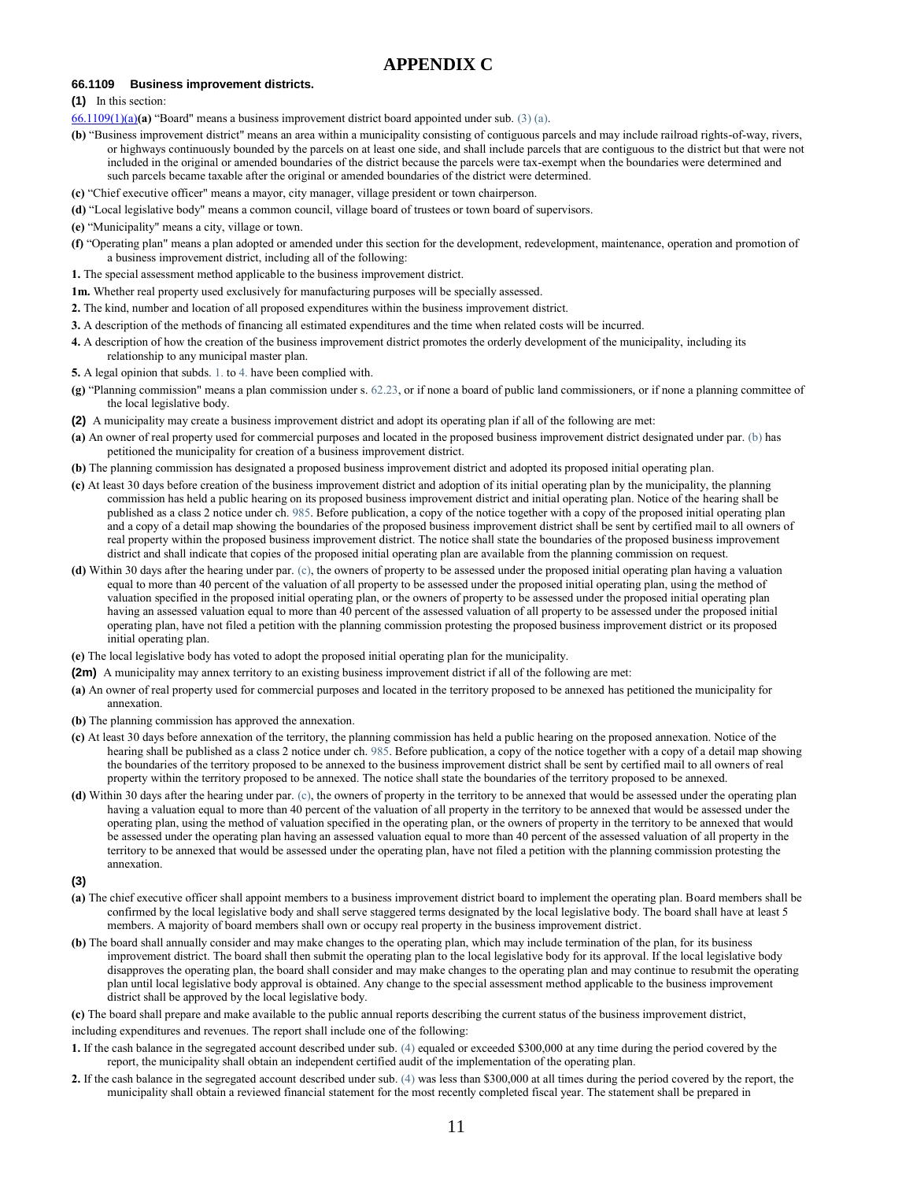# APPENDIX C

### 66.1109 Business improvement districts.

**(1)** In this section:

66.1109(1)(a)**(a)** "Board" means a business improvement district board appointed under sub. (3) (a).

**(b)** "Business improvement district" means an area within a municipality consisting of contiguous parcels and may include railroad rights-of-way, rivers, or highways continuously bounded by the parcels on at least one side, and shall include parcels that are contiguous to the district but that were not included in the original or amended boundaries of the district because the parcels were tax-exempt when the boundaries were determined and such parcels became taxable after the original or amended boundaries of the district were determined.

**(c)** "Chief executive officer" means a mayor, city manager, village president or town chairperson.

**(d)** "Local legislative body" means a common council, village board of trustees or town board of supervisors.

**(e)** "Municipality" means a city, village or town.

**(f)** "Operating plan" means a plan adopted or amended under this section for the development, redevelopment, maintenance, operation and promotion of a business improvement district, including all of the following:

**1.** The special assessment method applicable to the business improvement district.

**1m.** Whether real property used exclusively for manufacturing purposes will be specially assessed.

**2.** The kind, number and location of all proposed expenditures within the business improvement district.

**3.** A description of the methods of financing all estimated expenditures and the time when related costs will be incurred.

**4.** A description of how the creation of the business improvement district promotes the orderly development of the municipality, including its relationship to any municipal master plan.

**5.** A legal opinion that subds. 1. to 4. have been complied with.

**(g)** "Planning commission" means a plan commission under s. 62.23, or if none a board of public land commissioners, or if none a planning committee of the local legislative body.

**(2)** A municipality may create a business improvement district and adopt its operating plan if all of the following are met:

**(a)** An owner of real property used for commercial purposes and located in the proposed business improvement district designated under par. (b) has petitioned the municipality for creation of a business improvement district.

**(b)** The planning commission has designated a proposed business improvement district and adopted its proposed initial operating plan.

**(c)** At least 30 days before creation of the business improvement district and adoption of its initial operating plan by the municipality, the planning commission has held a public hearing on its proposed business improvement district and initial operating plan. Notice of the hearing shall be published as a class 2 notice under ch. 985. Before publication, a copy of the notice together with a copy of the proposed initial operating plan and a copy of a detail map showing the boundaries of the proposed business improvement district shall be sent by certified mail to all owners of real property within the proposed business improvement district. The notice shall state the boundaries of the proposed business improvement district and shall indicate that copies of the proposed initial operating plan are available from the planning commission on request.

**(d)** Within 30 days after the hearing under par. (c), the owners of property to be assessed under the proposed initial operating plan having a valuation equal to more than 40 percent of the valuation of all property to be assessed under the proposed initial operating plan, using the method of valuation specified in the proposed initial operating plan, or the owners of property to be assessed under the proposed initial operating plan having an assessed valuation equal to more than 40 percent of the assessed valuation of all property to be assessed under the proposed initial operating plan, have not filed a petition with the planning commission protesting the proposed business improvement district or its proposed initial operating plan.

**(e)** The local legislative body has voted to adopt the proposed initial operating plan for the municipality.

**(2m)** A municipality may annex territory to an existing business improvement district if all of the following are met:

**(a)** An owner of real property used for commercial purposes and located in the territory proposed to be annexed has petitioned the municipality for annexation.

**(b)** The planning commission has approved the annexation.

**(c)** At least 30 days before annexation of the territory, the planning commission has held a public hearing on the proposed annexation. Notice of the hearing shall be published as a class 2 notice under ch. 985. Before publication, a copy of the notice together with a copy of a detail map showing the boundaries of the territory proposed to be annexed to the business improvement district shall be sent by certified mail to all owners of real property within the territory proposed to be annexed. The notice shall state the boundaries of the territory proposed to be annexed.

**(d)** Within 30 days after the hearing under par. (c), the owners of property in the territory to be annexed that would be assessed under the operating plan having a valuation equal to more than 40 percent of the valuation of all property in the territory to be annexed that would be assessed under the operating plan, using the method of valuation specified in the operating plan, or the owners of property in the territory to be annexed that would be assessed under the operating plan having an assessed valuation equal to more than 40 percent of the assessed valuation of all property in the territory to be annexed that would be assessed under the operating plan, have not filed a petition with the planning commission protesting the annexation.

**(3)**

**(a)** The chief executive officer shall appoint members to a business improvement district board to implement the operating plan. Board members shall be confirmed by the local legislative body and shall serve staggered terms designated by the local legislative body. The board shall have at least 5 members. A majority of board members shall own or occupy real property in the business improvement district.

**(b)** The board shall annually consider and may make changes to the operating plan, which may include termination of the plan, for its business improvement district. The board shall then submit the operating plan to the local legislative body for its approval. If the local legislative body disapproves the operating plan, the board shall consider and may make changes to the operating plan and may continue to resubmit the operating plan until local legislative body approval is obtained. Any change to the special assessment method applicable to the business improvement district shall be approved by the local legislative body.

**(c)** The board shall prepare and make available to the public annual reports describing the current status of the business improvement district, including expenditures and revenues. The report shall include one of the following:

**1.** If the cash balance in the segregated account described under sub. (4) equaled or exceeded $300,000 at any time during the period covered by the report, the municipality shall obtain an independent certified audit of the implementation of the operating plan.

**2.** If the cash balance in the segregated account described under sub. (4) was less than $300,000 at all times during the period covered by the report, the municipality shall obtain a reviewed financial statement for the most recently completed fiscal year. The statement shall be prepared in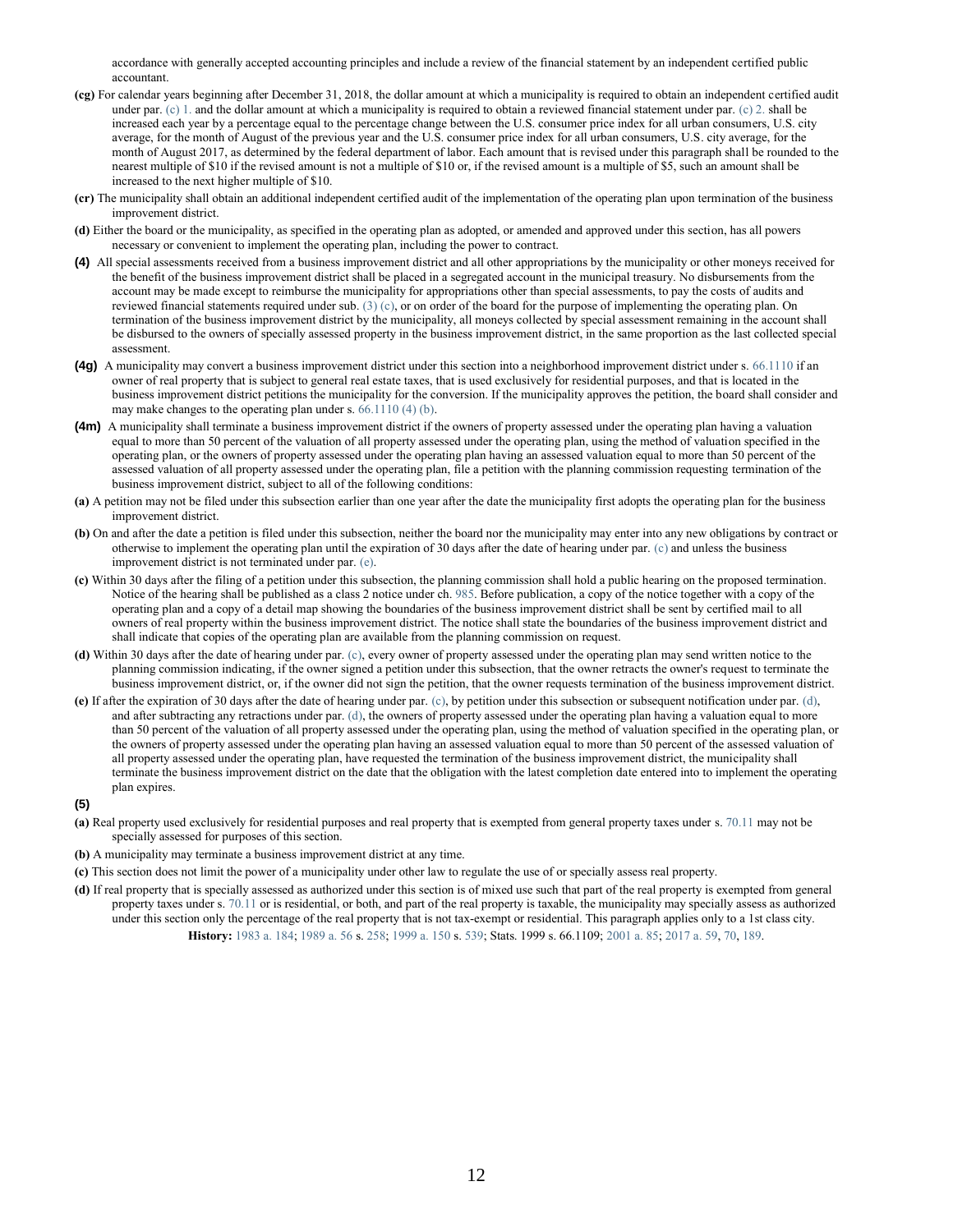accordance with generally accepted accounting principles and include a review of the financial statement by an independent certified public accountant.

**(cg)** For calendar years beginning after December 31, 2018, the dollar amount at which a municipality is required to obtain an independent certified audit under par. (c) 1. and the dollar amount at which a municipality is required to obtain a reviewed financial statement under par. (c) 2. shall be increased each year by a percentage equal to the percentage change between the U.S. consumer price index for all urban consumers, U.S. city average, for the month of August of the previous year and the U.S. consumer price index for all urban consumers, U.S. city average, for the month of August 2017, as determined by the federal department of labor. Each amount that is revised under this paragraph shall be rounded to the nearest multiple of $10 if the revised amount is not a multiple of $10 or, if the revised amount is a multiple of $5, such an amount shall be increased to the next higher multiple of $10.

**(cr)** The municipality shall obtain an additional independent certified audit of the implementation of the operating plan upon termination of the business improvement district.

**(d)** Either the board or the municipality, as specified in the operating plan as adopted, or amended and approved under this section, has all powers necessary or convenient to implement the operating plan, including the power to contract.

**(4)** All special assessments received from a business improvement district and all other appropriations by the municipality or other moneys received for the benefit of the business improvement district shall be placed in a segregated account in the municipal treasury. No disbursements from the account may be made except to reimburse the municipality for appropriations other than special assessments, to pay the costs of audits and reviewed financial statements required under sub. (3) (c), or on order of the board for the purpose of implementing the operating plan. On termination of the business improvement district by the municipality, all moneys collected by special assessment remaining in the account shall be disbursed to the owners of specially assessed property in the business improvement district, in the same proportion as the last collected special assessment.

**(4g)** A municipality may convert a business improvement district under this section into a neighborhood improvement district under s. 66.1110 if an owner of real property that is subject to general real estate taxes, that is used exclusively for residential purposes, and that is located in the business improvement district petitions the municipality for the conversion. If the municipality approves the petition, the board shall consider and may make changes to the operating plan under s. 66.1110 (4) (b).

**(4m)** A municipality shall terminate a business improvement district if the owners of property assessed under the operating plan having a valuation equal to more than 50 percent of the valuation of all property assessed under the operating plan, using the method of valuation specified in the operating plan, or the owners of property assessed under the operating plan having an assessed valuation equal to more than 50 percent of the assessed valuation of all property assessed under the operating plan, file a petition with the planning commission requesting termination of the business improvement district, subject to all of the following conditions:

**(a)** A petition may not be filed under this subsection earlier than one year after the date the municipality first adopts the operating plan for the business improvement district.

**(b)** On and after the date a petition is filed under this subsection, neither the board nor the municipality may enter into any new obligations by contract or otherwise to implement the operating plan until the expiration of 30 days after the date of hearing under par. (c) and unless the business improvement district is not terminated under par. (e).

**(c)** Within 30 days after the filing of a petition under this subsection, the planning commission shall hold a public hearing on the proposed termination. Notice of the hearing shall be published as a class 2 notice under ch. 985. Before publication, a copy of the notice together with a copy of the operating plan and a copy of a detail map showing the boundaries of the business improvement district shall be sent by certified mail to all owners of real property within the business improvement district. The notice shall state the boundaries of the business improvement district and shall indicate that copies of the operating plan are available from the planning commission on request.

**(d)** Within 30 days after the date of hearing under par. (c), every owner of property assessed under the operating plan may send written notice to the planning commission indicating, if the owner signed a petition under this subsection, that the owner retracts the owner's request to terminate the business improvement district, or, if the owner did not sign the petition, that the owner requests termination of the business improvement district.

**(e)** If after the expiration of 30 days after the date of hearing under par. (c), by petition under this subsection or subsequent notification under par. (d), and after subtracting any retractions under par. (d), the owners of property assessed under the operating plan having a valuation equal to more than 50 percent of the valuation of all property assessed under the operating plan, using the method of valuation specified in the operating plan, or the owners of property assessed under the operating plan having an assessed valuation equal to more than 50 percent of the assessed valuation of all property assessed under the operating plan, have requested the termination of the business improvement district, the municipality shall terminate the business improvement district on the date that the obligation with the latest completion date entered into to implement the operating plan expires.

**(5)**

**(a)** Real property used exclusively for residential purposes and real property that is exempted from general property taxes under s. 70.11 may not be specially assessed for purposes of this section.

**(b)** A municipality may terminate a business improvement district at any time.

**(c)** This section does not limit the power of a municipality under other law to regulate the use of or specially assess real property.

**(d)** If real property that is specially assessed as authorized under this section is of mixed use such that part of the real property is exempted from general property taxes under s. 70.11 or is residential, or both, and part of the real property is taxable, the municipality may specially assess as authorized under this section only the percentage of the real property that is not tax-exempt or residential. This paragraph applies only to a 1st class city.

**History:** 1983 a. 184; 1989 a. 56 s. 258; 1999 a. 150 s. 539; Stats. 1999 s. 66.1109; 2001 a. 85; 2017 a. 59, 70, 189.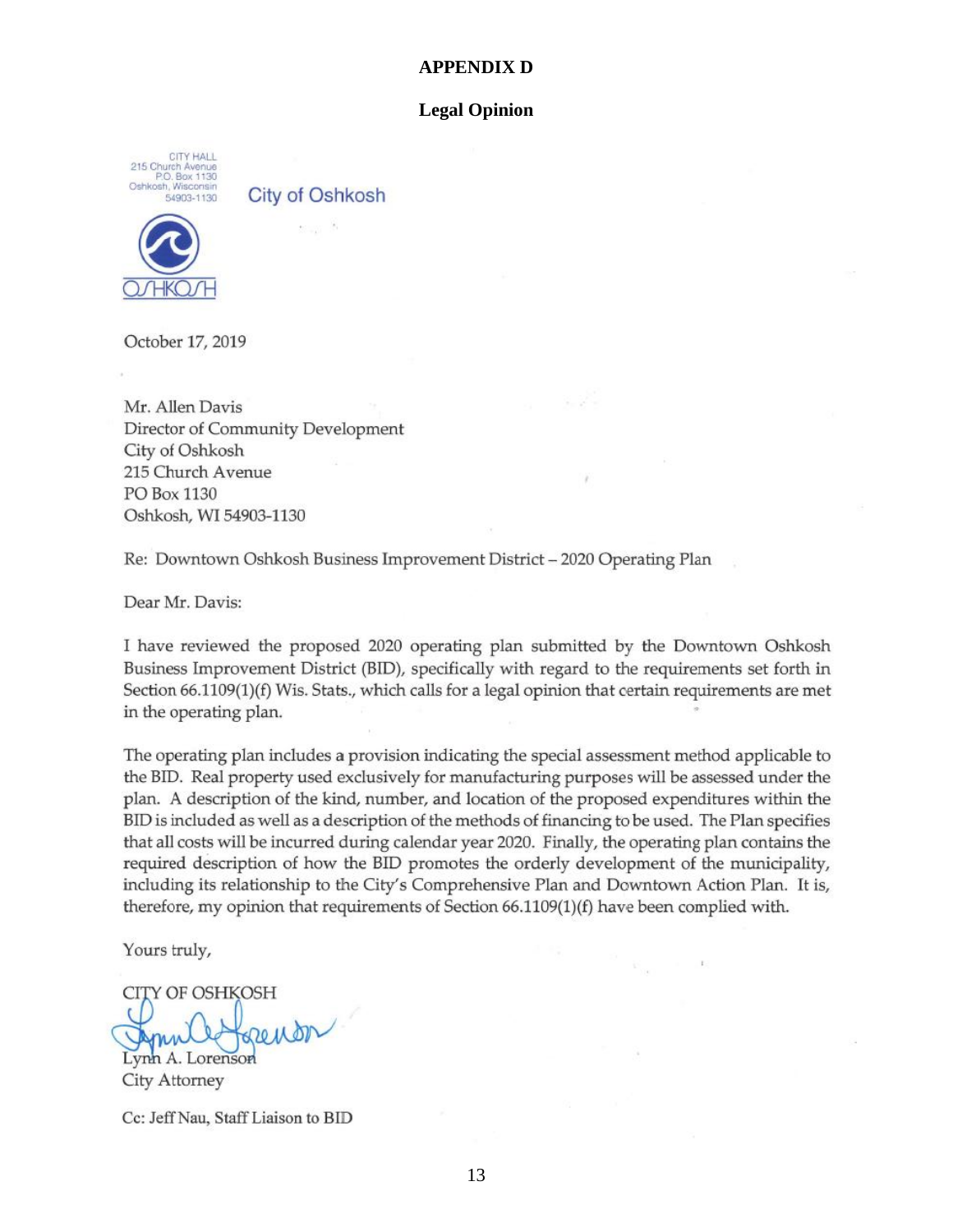# APPENDIX D

## Legal Opinion

CITY HALL
215 Church Avenue
P.O. Box 1130
Oshkosh, Wisconsin
54903-1130

City of Oshkosh

OSHKOSH

October 17, 2019

Mr. Allen Davis
Director of Community Development
City of Oshkosh
215 Church Avenue
PO Box 1130
Oshkosh, WI 54903-1130

Re: Downtown Oshkosh Business Improvement District – 2020 Operating Plan

Dear Mr. Davis:

I have reviewed the proposed 2020 operating plan submitted by the Downtown Oshkosh Business Improvement District (BID), specifically with regard to the requirements set forth in Section 66.1109(1)(f) Wis. Stats., which calls for a legal opinion that certain requirements are met in the operating plan.

The operating plan includes a provision indicating the special assessment method applicable to the BID. Real property used exclusively for manufacturing purposes will be assessed under the plan. A description of the kind, number, and location of the proposed expenditures within the BID is included as well as a description of the methods of financing to be used. The Plan specifies that all costs will be incurred during calendar year 2020. Finally, the operating plan contains the required description of how the BID promotes the orderly development of the municipality, including its relationship to the City's Comprehensive Plan and Downtown Action Plan. It is, therefore, my opinion that requirements of Section 66.1109(1)(f) have been complied with.

Yours truly,

CITY OF OSHKOSH

Lynn A. Lorenson
City Attorney

Cc: Jeff Nau, Staff Liaison to BID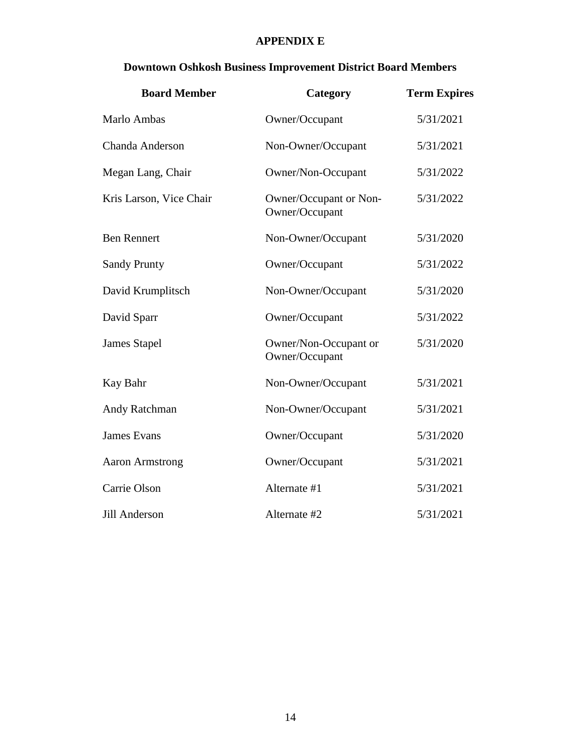## APPENDIX E

## Downtown Oshkosh Business Improvement District Board Members

| Board Member | Category | Term Expires |
|---|---|---|
| Marlo Ambas | Owner/Occupant | 5/31/2021 |
| Chanda Anderson | Non-Owner/Occupant | 5/31/2021 |
| Megan Lang, Chair | Owner/Non-Occupant | 5/31/2022 |
| Kris Larson, Vice Chair | Owner/Occupant or Non-Owner/Occupant | 5/31/2022 |
| Ben Rennert | Non-Owner/Occupant | 5/31/2020 |
| Sandy Prunty | Owner/Occupant | 5/31/2022 |
| David Krumplitsch | Non-Owner/Occupant | 5/31/2020 |
| David Sparr | Owner/Occupant | 5/31/2022 |
| James Stapel | Owner/Non-Occupant or Owner/Occupant | 5/31/2020 |
| Kay Bahr | Non-Owner/Occupant | 5/31/2021 |
| Andy Ratchman | Non-Owner/Occupant | 5/31/2021 |
| James Evans | Owner/Occupant | 5/31/2020 |
| Aaron Armstrong | Owner/Occupant | 5/31/2021 |
| Carrie Olson | Alternate #1 | 5/31/2021 |
| Jill Anderson | Alternate #2 | 5/31/2021 |